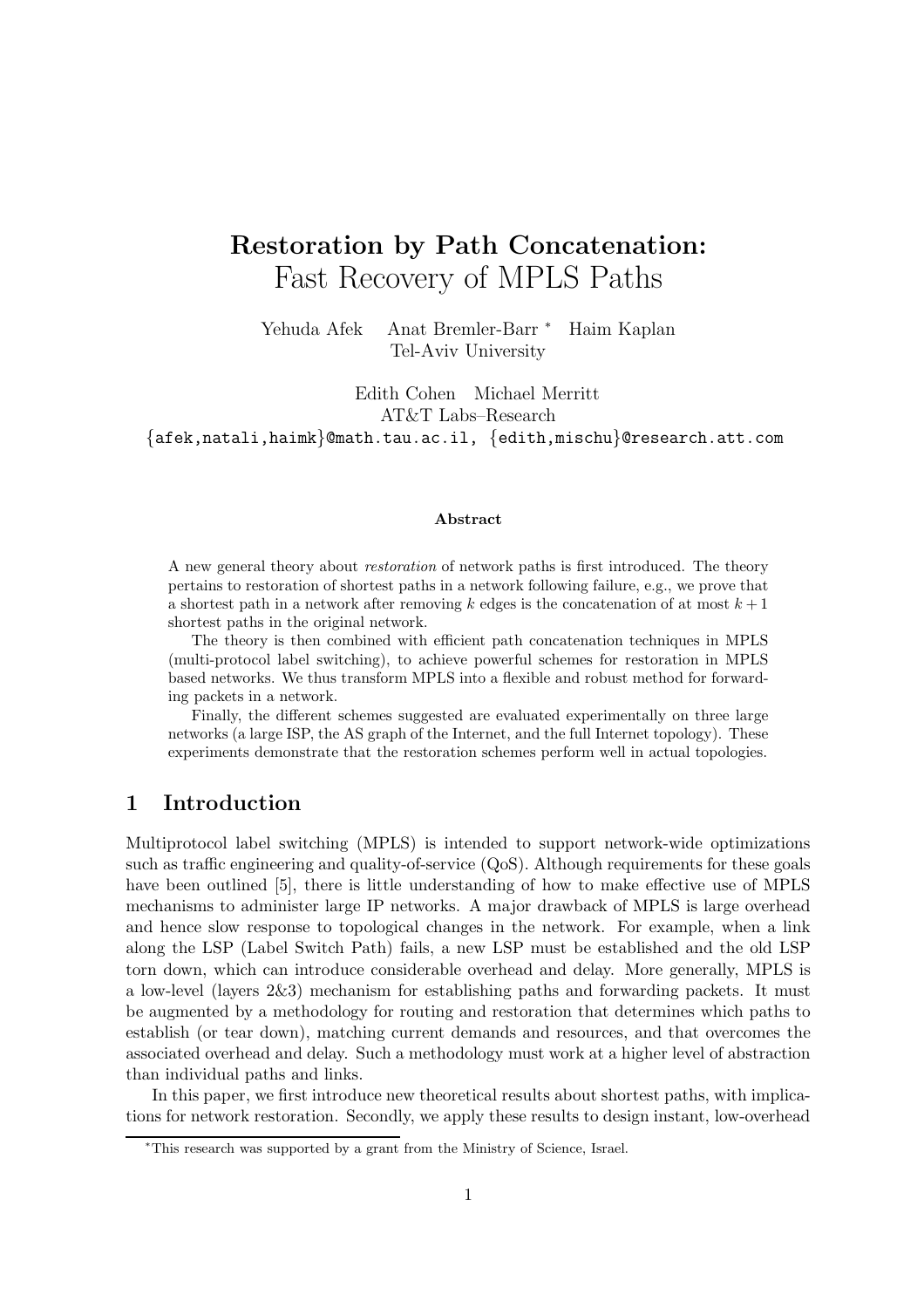# Restoration by Path Concatenation: Fast Recovery of MPLS Paths

Yehuda Afek Anat Bremler-Barr [*] Haim Kaplan
Tel-Aviv University

Edith Cohen Michael Merritt
AT&T Labs–Research

{afek,natali,haimk}@math.tau.ac.il, {edith,mischu}@research.att.com

**Abstract**

A new general theory about *restoration* of network paths is first introduced. The theory pertains to restoration of shortest paths in a network following failure, e.g., we prove that a shortest path in a network after removing $k$ edges is the concatenation of at most $k+1$ shortest paths in the original network.

The theory is then combined with efficient path concatenation techniques in MPLS (multi-protocol label switching), to achieve powerful schemes for restoration in MPLS based networks. We thus transform MPLS into a flexible and robust method for forwarding packets in a network.

Finally, the different schemes suggested are evaluated experimentally on three large networks (a large ISP, the AS graph of the Internet, and the full Internet topology). These experiments demonstrate that the restoration schemes perform well in actual topologies.

## 1 Introduction

Multiprotocol label switching (MPLS) is intended to support network-wide optimizations such as traffic engineering and quality-of-service (QoS). Although requirements for these goals have been outlined [5], there is little understanding of how to make effective use of MPLS mechanisms to administer large IP networks. A major drawback of MPLS is large overhead and hence slow response to topological changes in the network. For example, when a link along the LSP (Label Switch Path) fails, a new LSP must be established and the old LSP torn down, which can introduce considerable overhead and delay. More generally, MPLS is a low-level (layers 2&3) mechanism for establishing paths and forwarding packets. It must be augmented by a methodology for routing and restoration that determines which paths to establish (or tear down), matching current demands and resources, and that overcomes the associated overhead and delay. Such a methodology must work at a higher level of abstraction than individual paths and links.

In this paper, we first introduce new theoretical results about shortest paths, with implications for network restoration. Secondly, we apply these results to design instant, low-overhead

[*] This research was supported by a grant from the Ministry of Science, Israel.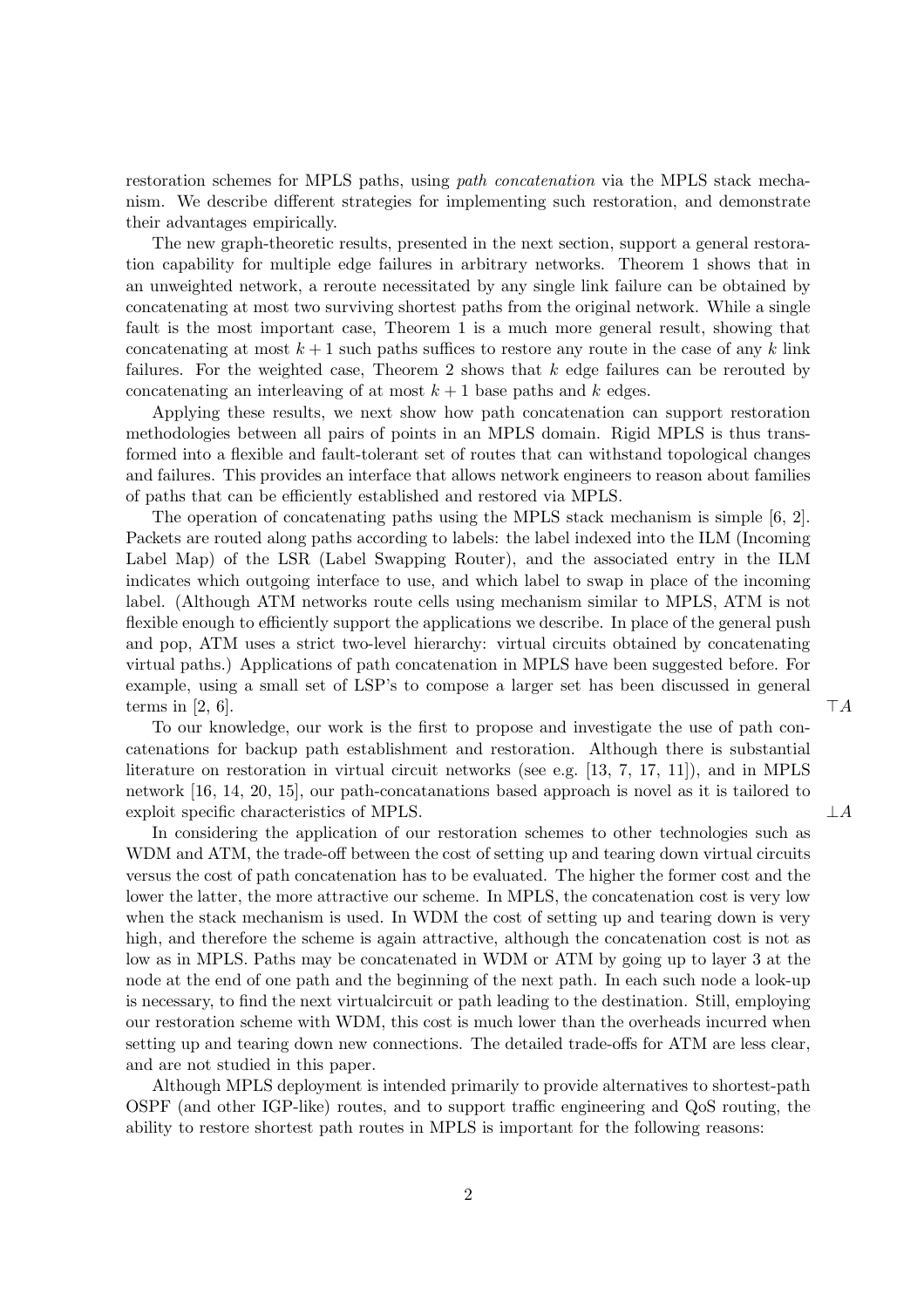restoration schemes for MPLS paths, using *path concatenation* via the MPLS stack mechanism. We describe different strategies for implementing such restoration, and demonstrate their advantages empirically.

The new graph-theoretic results, presented in the next section, support a general restoration capability for multiple edge failures in arbitrary networks. Theorem 1 shows that in an unweighted network, a reroute necessitated by any single link failure can be obtained by concatenating at most two surviving shortest paths from the original network. While a single fault is the most important case, Theorem 1 is a much more general result, showing that concatenating at most $k+1$ such paths suffices to restore any route in the case of any $k$ link failures. For the weighted case, Theorem 2 shows that $k$ edge failures can be rerouted by concatenating an interleaving of at most $k+1$ base paths and $k$ edges.

Applying these results, we next show how path concatenation can support restoration methodologies between all pairs of points in an MPLS domain. Rigid MPLS is thus transformed into a flexible and fault-tolerant set of routes that can withstand topological changes and failures. This provides an interface that allows network engineers to reason about families of paths that can be efficiently established and restored via MPLS.

The operation of concatenating paths using the MPLS stack mechanism is simple [6, 2]. Packets are routed along paths according to labels: the label indexed into the ILM (Incoming Label Map) of the LSR (Label Swapping Router), and the associated entry in the ILM indicates which outgoing interface to use, and which label to swap in place of the incoming label. (Although ATM networks route cells using mechanism similar to MPLS, ATM is not flexible enough to efficiently support the applications we describe. In place of the general push and pop, ATM uses a strict two-level hierarchy: virtual circuits obtained by concatenating virtual paths.) Applications of path concatenation in MPLS have been suggested before. For example, using a small set of LSP's to compose a larger set has been discussed in general terms in [2, 6]. $\top A$

To our knowledge, our work is the first to propose and investigate the use of path concatenations for backup path establishment and restoration. Although there is substantial literature on restoration in virtual circuit networks (see e.g. [13, 7, 17, 11]), and in MPLS network [16, 14, 20, 15], our path-concatanations based approach is novel as it is tailored to exploit specific characteristics of MPLS. $\bot A$

In considering the application of our restoration schemes to other technologies such as WDM and ATM, the trade-off between the cost of setting up and tearing down virtual circuits versus the cost of path concatenation has to be evaluated. The higher the former cost and the lower the latter, the more attractive our scheme. In MPLS, the concatenation cost is very low when the stack mechanism is used. In WDM the cost of setting up and tearing down is very high, and therefore the scheme is again attractive, although the concatenation cost is not as low as in MPLS. Paths may be concatenated in WDM or ATM by going up to layer 3 at the node at the end of one path and the beginning of the next path. In each such node a look-up is necessary, to find the next virtualcircuit or path leading to the destination. Still, employing our restoration scheme with WDM, this cost is much lower than the overheads incurred when setting up and tearing down new connections. The detailed trade-offs for ATM are less clear, and are not studied in this paper.

Although MPLS deployment is intended primarily to provide alternatives to shortest-path OSPF (and other IGP-like) routes, and to support traffic engineering and QoS routing, the ability to restore shortest path routes in MPLS is important for the following reasons: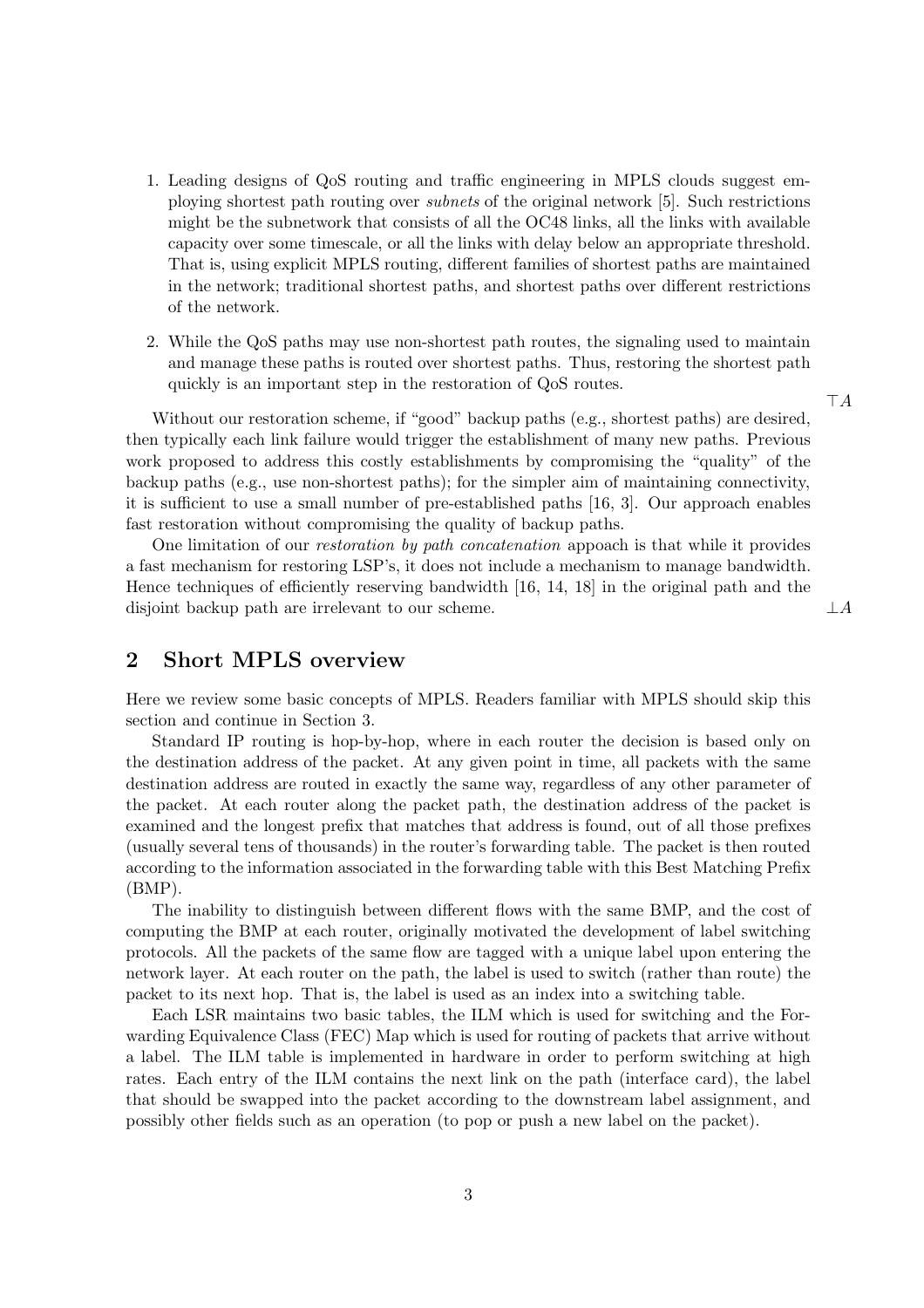1. Leading designs of QoS routing and traffic engineering in MPLS clouds suggest employing shortest path routing over *subnets* of the original network [5]. Such restrictions might be the subnetwork that consists of all the OC48 links, all the links with available capacity over some timescale, or all the links with delay below an appropriate threshold. That is, using explicit MPLS routing, different families of shortest paths are maintained in the network; traditional shortest paths, and shortest paths over different restrictions of the network.

2. While the QoS paths may use non-shortest path routes, the signaling used to maintain and manage these paths is routed over shortest paths. Thus, restoring the shortest path quickly is an important step in the restoration of QoS routes.

$\top A$

Without our restoration scheme, if "good" backup paths (e.g., shortest paths) are desired, then typically each link failure would trigger the establishment of many new paths. Previous work proposed to address this costly establishments by compromising the "quality" of the backup paths (e.g., use non-shortest paths); for the simpler aim of maintaining connectivity, it is sufficient to use a small number of pre-established paths [16, 3]. Our approach enables fast restoration without compromising the quality of backup paths.

One limitation of our *restoration by path concatenation* appoach is that while it provides a fast mechanism for restoring LSP's, it does not include a mechanism to manage bandwidth. Hence techniques of efficiently reserving bandwidth [16, 14, 18] in the original path and the disjoint backup path are irrelevant to our scheme.

$\bot A$

## 2 Short MPLS overview

Here we review some basic concepts of MPLS. Readers familiar with MPLS should skip this section and continue in Section 3.

Standard IP routing is hop-by-hop, where in each router the decision is based only on the destination address of the packet. At any given point in time, all packets with the same destination address are routed in exactly the same way, regardless of any other parameter of the packet. At each router along the packet path, the destination address of the packet is examined and the longest prefix that matches that address is found, out of all those prefixes (usually several tens of thousands) in the router's forwarding table. The packet is then routed according to the information associated in the forwarding table with this Best Matching Prefix (BMP).

The inability to distinguish between different flows with the same BMP, and the cost of computing the BMP at each router, originally motivated the development of label switching protocols. All the packets of the same flow are tagged with a unique label upon entering the network layer. At each router on the path, the label is used to switch (rather than route) the packet to its next hop. That is, the label is used as an index into a switching table.

Each LSR maintains two basic tables, the ILM which is used for switching and the Forwarding Equivalence Class (FEC) Map which is used for routing of packets that arrive without a label. The ILM table is implemented in hardware in order to perform switching at high rates. Each entry of the ILM contains the next link on the path (interface card), the label that should be swapped into the packet according to the downstream label assignment, and possibly other fields such as an operation (to pop or push a new label on the packet).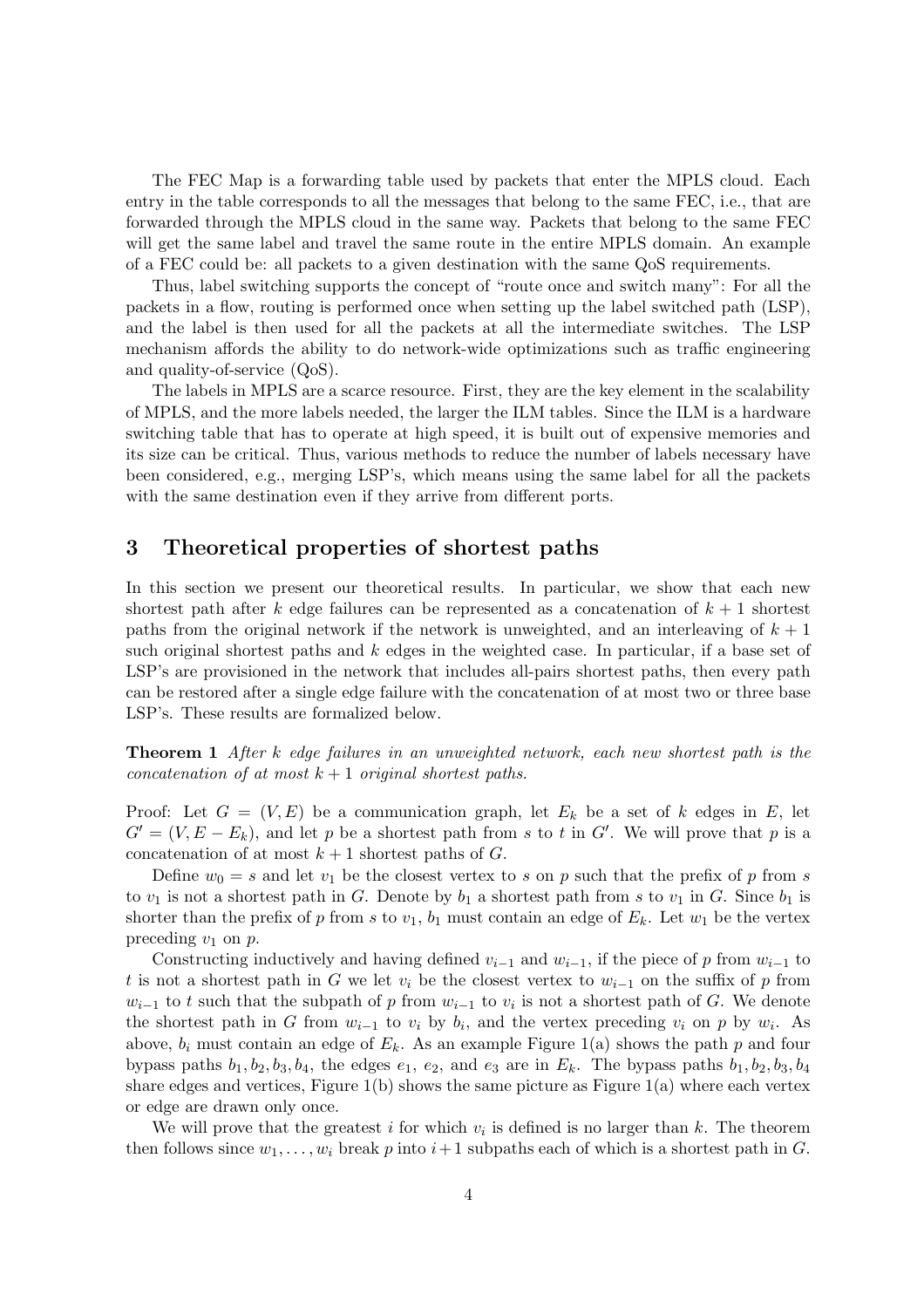The FEC Map is a forwarding table used by packets that enter the MPLS cloud. Each entry in the table corresponds to all the messages that belong to the same FEC, i.e., that are forwarded through the MPLS cloud in the same way. Packets that belong to the same FEC will get the same label and travel the same route in the entire MPLS domain. An example of a FEC could be: all packets to a given destination with the same QoS requirements.

Thus, label switching supports the concept of "route once and switch many": For all the packets in a flow, routing is performed once when setting up the label switched path (LSP), and the label is then used for all the packets at all the intermediate switches. The LSP mechanism affords the ability to do network-wide optimizations such as traffic engineering and quality-of-service (QoS).

The labels in MPLS are a scarce resource. First, they are the key element in the scalability of MPLS, and the more labels needed, the larger the ILM tables. Since the ILM is a hardware switching table that has to operate at high speed, it is built out of expensive memories and its size can be critical. Thus, various methods to reduce the number of labels necessary have been considered, e.g., merging LSP's, which means using the same label for all the packets with the same destination even if they arrive from different ports.

## 3 Theoretical properties of shortest paths

In this section we present our theoretical results. In particular, we show that each new shortest path after $k$ edge failures can be represented as a concatenation of $k+1$ shortest paths from the original network if the network is unweighted, and an interleaving of $k+1$ such original shortest paths and $k$ edges in the weighted case. In particular, if a base set of LSP's are provisioned in the network that includes all-pairs shortest paths, then every path can be restored after a single edge failure with the concatenation of at most two or three base LSP's. These results are formalized below.

**Theorem 1** *After $k$ edge failures in an unweighted network, each new shortest path is the concatenation of at most $k+1$ original shortest paths.*

Proof: Let $G = (V, E)$ be a communication graph, let $E_k$ be a set of $k$ edges in $E$, let $G' = (V, E - E_k)$, and let $p$ be a shortest path from $s$ to $t$ in $G'$. We will prove that $p$ is a concatenation of at most $k+1$ shortest paths of $G$.

Define $w_0 = s$ and let $v_1$ be the closest vertex to $s$ on $p$ such that the prefix of $p$ from $s$ to $v_1$ is not a shortest path in $G$. Denote by $b_1$ a shortest path from $s$ to $v_1$ in $G$. Since $b_1$ is shorter than the prefix of $p$ from $s$ to $v_1$, $b_1$ must contain an edge of $E_k$. Let $w_1$ be the vertex preceding $v_1$ on $p$.

Constructing inductively and having defined $v_{i-1}$ and $w_{i-1}$, if the piece of $p$ from $w_{i-1}$ to $t$ is not a shortest path in $G$ we let $v_i$ be the closest vertex to $w_{i-1}$ on the suffix of $p$ from $w_{i-1}$ to $t$ such that the subpath of $p$ from $w_{i-1}$ to $v_i$ is not a shortest path of $G$. We denote the shortest path in $G$ from $w_{i-1}$ to $v_i$ by $b_i$, and the vertex preceding $v_i$ on $p$ by $w_i$. As above, $b_i$ must contain an edge of $E_k$. As an example Figure 1(a) shows the path $p$ and four bypass paths $b_1, b_2, b_3, b_4$, the edges $e_1$, $e_2$, and $e_3$ are in $E_k$. The bypass paths $b_1, b_2, b_3, b_4$ share edges and vertices, Figure 1(b) shows the same picture as Figure 1(a) where each vertex or edge are drawn only once.

We will prove that the greatest $i$ for which $v_i$ is defined is no larger than $k$. The theorem then follows since $w_1, \ldots, w_i$ break $p$ into $i+1$ subpaths each of which is a shortest path in $G$.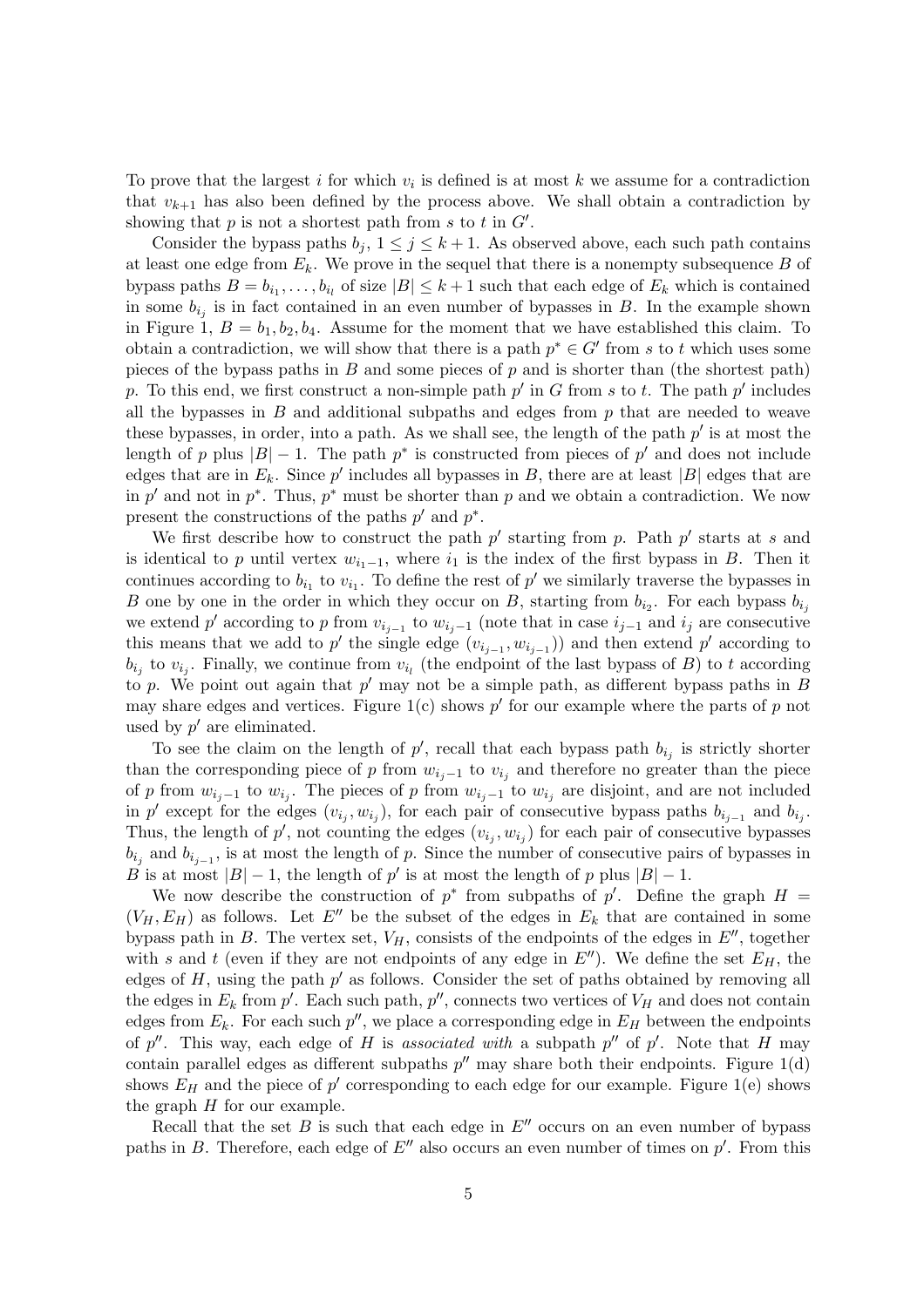To prove that the largest $i$ for which $v_i$ is defined is at most $k$ we assume for a contradiction that $v_{k+1}$ has also been defined by the process above. We shall obtain a contradiction by showing that $p$ is not a shortest path from $s$ to $t$ in $G'$.

Consider the bypass paths $b_j$, $1 \leq j \leq k+1$. As observed above, each such path contains at least one edge from $E_k$. We prove in the sequel that there is a nonempty subsequence $B$ of bypass paths $B = b_{i_1}, \ldots, b_{i_l}$ of size $|B| \leq k+1$ such that each edge of $E_k$ which is contained in some $b_{i_j}$ is in fact contained in an even number of bypasses in $B$. In the example shown in Figure 1, $B = b_1, b_2, b_4$. Assume for the moment that we have established this claim. To obtain a contradiction, we will show that there is a path $p^* \in G'$ from $s$ to $t$ which uses some pieces of the bypass paths in $B$ and some pieces of $p$ and is shorter than (the shortest path) $p$. To this end, we first construct a non-simple path $p'$ in $G$ from $s$ to $t$. The path $p'$ includes all the bypasses in $B$ and additional subpaths and edges from $p$ that are needed to weave these bypasses, in order, into a path. As we shall see, the length of the path $p'$ is at most the length of $p$ plus $|B| - 1$. The path $p^*$ is constructed from pieces of $p'$ and does not include edges that are in $E_k$. Since $p'$ includes all bypasses in $B$, there are at least $|B|$ edges that are in $p'$ and not in $p^*$. Thus, $p^*$ must be shorter than $p$ and we obtain a contradiction. We now present the constructions of the paths $p'$ and $p^*$.

We first describe how to construct the path $p'$ starting from $p$. Path $p'$ starts at $s$ and is identical to $p$ until vertex $w_{i_1-1}$, where $i_1$ is the index of the first bypass in $B$. Then it continues according to $b_{i_1}$ to $v_{i_1}$. To define the rest of $p'$ we similarly traverse the bypasses in $B$ one by one in the order in which they occur on $B$, starting from $b_{i_2}$. For each bypass $b_{i_j}$ we extend $p'$ according to $p$ from $v_{i_{j-1}}$ to $w_{i_j-1}$ (note that in case $i_{j-1}$ and $i_j$ are consecutive this means that we add to $p'$ the single edge $(v_{i_{j-1}}, w_{i_{j-1}})$) and then extend $p'$ according to $b_{i_j}$ to $v_{i_j}$. Finally, we continue from $v_{i_l}$ (the endpoint of the last bypass of $B$) to $t$ according to $p$. We point out again that $p'$ may not be a simple path, as different bypass paths in $B$ may share edges and vertices. Figure 1(c) shows $p'$ for our example where the parts of $p$ not used by $p'$ are eliminated.

To see the claim on the length of $p'$, recall that each bypass path $b_{i_j}$ is strictly shorter than the corresponding piece of $p$ from $w_{i_j-1}$ to $v_{i_j}$ and therefore no greater than the piece of $p$ from $w_{i_j-1}$ to $w_{i_j}$. The pieces of $p$ from $w_{i_j-1}$ to $w_{i_j}$ are disjoint, and are not included in $p'$ except for the edges $(v_{i_j}, w_{i_j})$, for each pair of consecutive bypass paths $b_{i_{j-1}}$ and $b_{i_j}$. Thus, the length of $p'$, not counting the edges $(v_{i_j}, w_{i_j})$ for each pair of consecutive bypasses $b_{i_j}$ and $b_{i_{j-1}}$, is at most the length of $p$. Since the number of consecutive pairs of bypasses in $B$ is at most $|B| - 1$, the length of $p'$ is at most the length of $p$ plus $|B| - 1$.

We now describe the construction of $p^*$ from subpaths of $p'$. Define the graph $H = (V_H, E_H)$ as follows. Let $E''$ be the subset of the edges in $E_k$ that are contained in some bypass path in $B$. The vertex set, $V_H$, consists of the endpoints of the edges in $E''$, together with $s$ and $t$ (even if they are not endpoints of any edge in $E''$). We define the set $E_H$, the edges of $H$, using the path $p'$ as follows. Consider the set of paths obtained by removing all the edges in $E_k$ from $p'$. Each such path, $p''$, connects two vertices of $V_H$ and does not contain edges from $E_k$. For each such $p''$, we place a corresponding edge in $E_H$ between the endpoints of $p''$. This way, each edge of $H$ is *associated with* a subpath $p''$ of $p'$. Note that $H$ may contain parallel edges as different subpaths $p''$ may share both their endpoints. Figure 1(d) shows $E_H$ and the piece of $p'$ corresponding to each edge for our example. Figure 1(e) shows the graph $H$ for our example.

Recall that the set $B$ is such that each edge in $E''$ occurs on an even number of bypass paths in $B$. Therefore, each edge of $E''$ also occurs an even number of times on $p'$. From this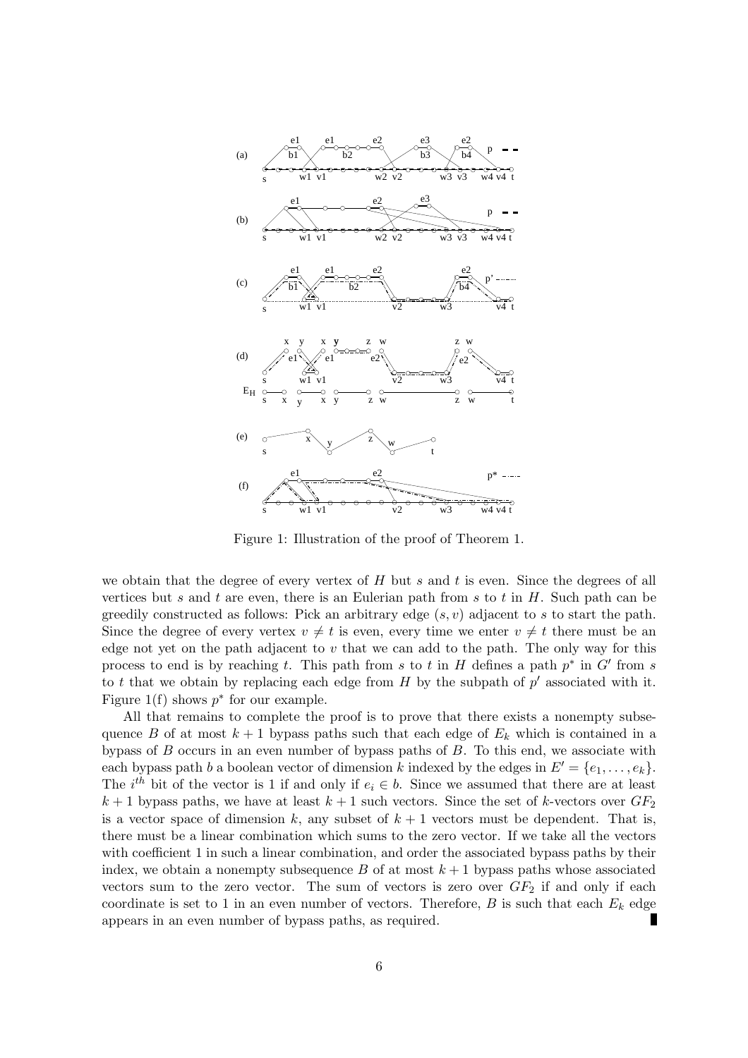Figure 1: Illustration of the proof of Theorem 1.

we obtain that the degree of every vertex of $H$ but $s$ and $t$ is even. Since the degrees of all vertices but $s$ and $t$ are even, there is an Eulerian path from $s$ to $t$ in $H$. Such path can be greedily constructed as follows: Pick an arbitrary edge $(s, v)$ adjacent to $s$ to start the path. Since the degree of every vertex $v \neq t$ is even, every time we enter $v \neq t$ there must be an edge not yet on the path adjacent to $v$ that we can add to the path. The only way for this process to end is by reaching $t$. This path from $s$ to $t$ in $H$ defines a path $p^*$ in $G'$ from $s$ to $t$ that we obtain by replacing each edge from $H$ by the subpath of $p'$ associated with it. Figure 1(f) shows $p^*$ for our example.

All that remains to complete the proof is to prove that there exists a nonempty subsequence $B$ of at most $k+1$ bypass paths such that each edge of $E_k$ which is contained in a bypass of $B$ occurs in an even number of bypass paths of $B$. To this end, we associate with each bypass path $b$ a boolean vector of dimension $k$ indexed by the edges in $E' = \{e_1, \ldots, e_k\}$. The $i^{th}$ bit of the vector is 1 if and only if $e_i \in b$. Since we assumed that there are at least $k+1$ bypass paths, we have at least $k+1$ such vectors. Since the set of $k$-vectors over $GF_2$ is a vector space of dimension $k$, any subset of $k+1$ vectors must be dependent. That is, there must be a linear combination which sums to the zero vector. If we take all the vectors with coefficient 1 in such a linear combination, and order the associated bypass paths by their index, we obtain a nonempty subsequence $B$ of at most $k+1$ bypass paths whose associated vectors sum to the zero vector. The sum of vectors is zero over $GF_2$ if and only if each coordinate is set to 1 in an even number of vectors. Therefore, $B$ is such that each $E_k$ edge appears in an even number of bypass paths, as required. ∎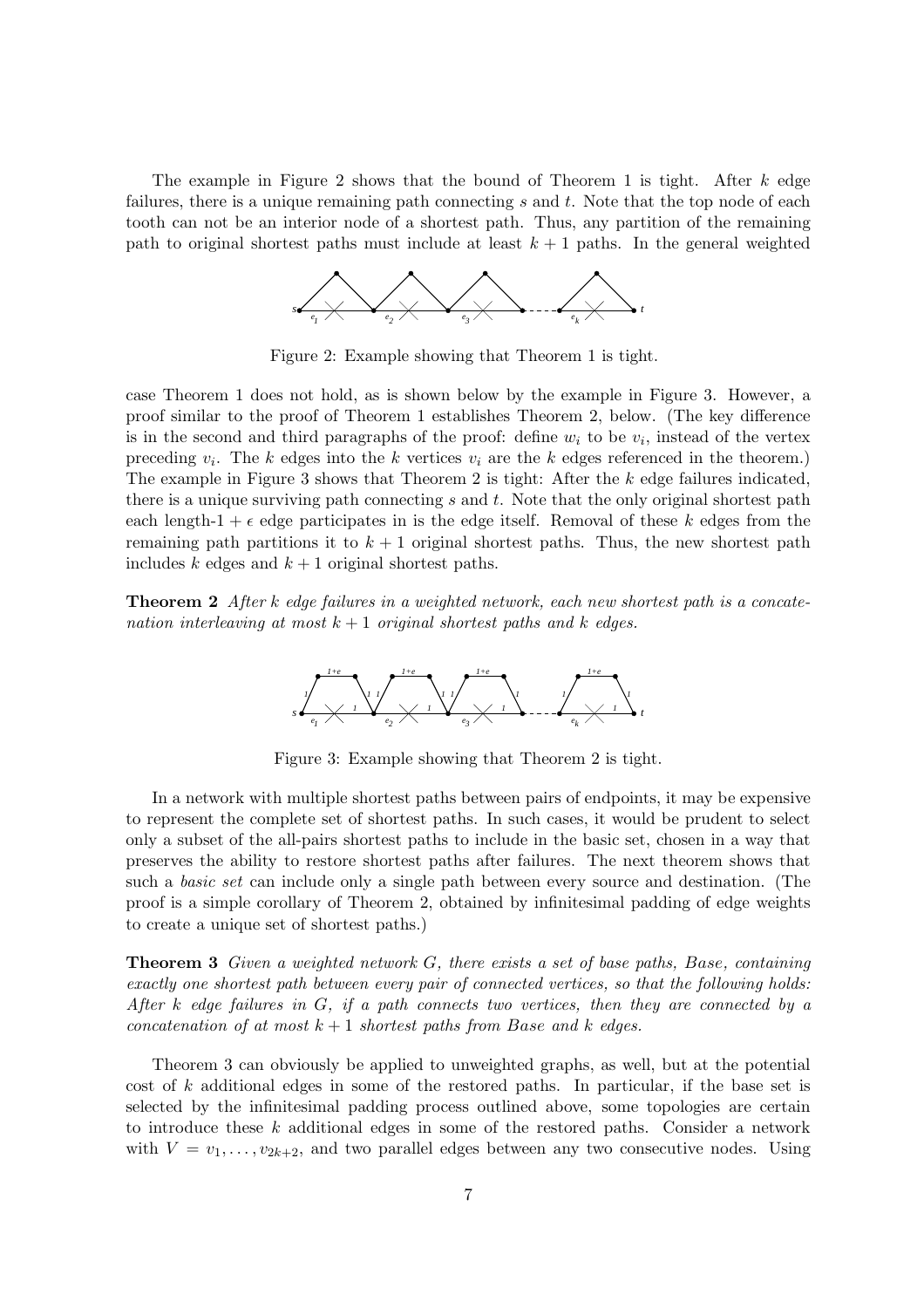The example in Figure 2 shows that the bound of Theorem 1 is tight. After $k$ edge failures, there is a unique remaining path connecting $s$ and $t$. Note that the top node of each tooth can not be an interior node of a shortest path. Thus, any partition of the remaining path to original shortest paths must include at least $k+1$ paths. In the general weighted case Theorem 1 does not hold, as is shown below by the example in Figure 3. However, a proof similar to the proof of Theorem 1 establishes Theorem 2, below. (The key difference is in the second and third paragraphs of the proof: define $w_i$ to be $v_i$, instead of the vertex preceding $v_i$. The $k$ edges into the $k$ vertices $v_i$ are the $k$ edges referenced in the theorem.) The example in Figure 3 shows that Theorem 2 is tight: After the $k$ edge failures indicated, there is a unique surviving path connecting $s$ and $t$. Note that the only original shortest path each length-$1+\epsilon$ edge participates in is the edge itself. Removal of these $k$ edges from the remaining path partitions it to $k+1$ original shortest paths. Thus, the new shortest path includes $k$ edges and $k+1$ original shortest paths.

Figure 2: Example showing that Theorem 1 is tight.

**Theorem 2** *After k edge failures in a weighted network, each new shortest path is a concatenation interleaving at most $k+1$ original shortest paths and $k$ edges.*

Figure 3: Example showing that Theorem 2 is tight.

In a network with multiple shortest paths between pairs of endpoints, it may be expensive to represent the complete set of shortest paths. In such cases, it would be prudent to select only a subset of the all-pairs shortest paths to include in the basic set, chosen in a way that preserves the ability to restore shortest paths after failures. The next theorem shows that such a *basic set* can include only a single path between every source and destination. (The proof is a simple corollary of Theorem 2, obtained by infinitesimal padding of edge weights to create a unique set of shortest paths.)

**Theorem 3** *Given a weighted network G, there exists a set of base paths, Base, containing exactly one shortest path between every pair of connected vertices, so that the following holds: After $k$ edge failures in G, if a path connects two vertices, then they are connected by a concatenation of at most $k+1$ shortest paths from Base and $k$ edges.*

Theorem 3 can obviously be applied to unweighted graphs, as well, but at the potential cost of $k$ additional edges in some of the restored paths. In particular, if the base set is selected by the infinitesimal padding process outlined above, some topologies are certain to introduce these $k$ additional edges in some of the restored paths. Consider a network with $V = v_1, \ldots, v_{2k+2}$, and two parallel edges between any two consecutive nodes. Using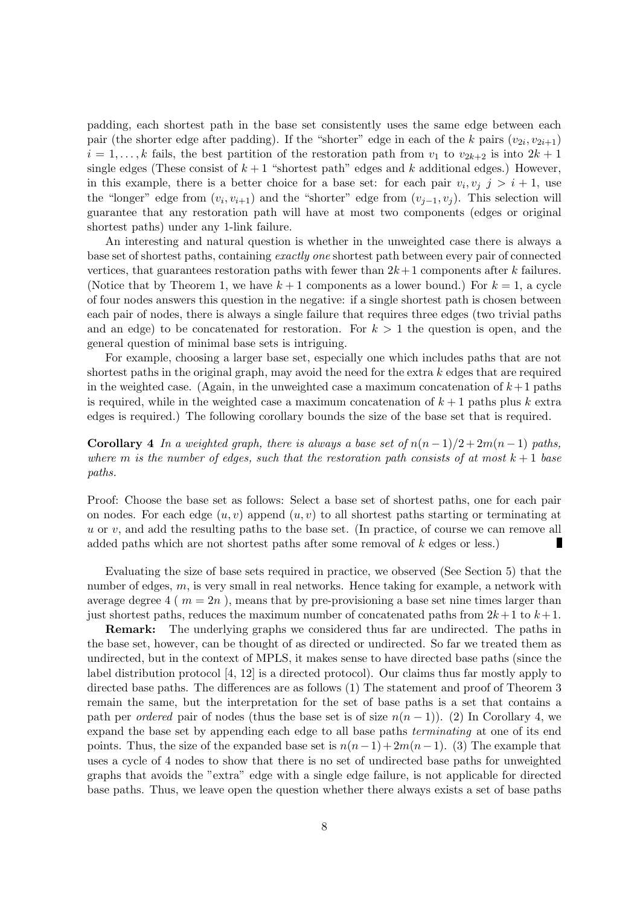padding, each shortest path in the base set consistently uses the same edge between each pair (the shorter edge after padding). If the "shorter" edge in each of the $k$ pairs $(v_{2i}, v_{2i+1})$ $i = 1, \ldots, k$ fails, the best partition of the restoration path from $v_1$ to $v_{2k+2}$ is into $2k + 1$ single edges (These consist of $k + 1$ "shortest path" edges and $k$ additional edges.) However, in this example, there is a better choice for a base set: for each pair $v_i, v_j$ $j > i + 1$, use the "longer" edge from $(v_i, v_{i+1})$ and the "shorter" edge from $(v_{j-1}, v_j)$. This selection will guarantee that any restoration path will have at most two components (edges or original shortest paths) under any 1-link failure.

An interesting and natural question is whether in the unweighted case there is always a base set of shortest paths, containing *exactly one* shortest path between every pair of connected vertices, that guarantees restoration paths with fewer than $2k+1$ components after $k$ failures. (Notice that by Theorem 1, we have $k + 1$ components as a lower bound.) For $k = 1$, a cycle of four nodes answers this question in the negative: if a single shortest path is chosen between each pair of nodes, there is always a single failure that requires three edges (two trivial paths and an edge) to be concatenated for restoration. For $k > 1$ the question is open, and the general question of minimal base sets is intriguing.

For example, choosing a larger base set, especially one which includes paths that are not shortest paths in the original graph, may avoid the need for the extra $k$ edges that are required in the weighted case. (Again, in the unweighted case a maximum concatenation of $k+1$ paths is required, while in the weighted case a maximum concatenation of $k + 1$ paths plus $k$ extra edges is required.) The following corollary bounds the size of the base set that is required.

**Corollary 4** *In a weighted graph, there is always a base set of $n(n-1)/2+2m(n-1)$ paths, where $m$ is the number of edges, such that the restoration path consists of at most $k + 1$ base paths.*

Proof: Choose the base set as follows: Select a base set of shortest paths, one for each pair on nodes. For each edge $(u, v)$ append $(u, v)$ to all shortest paths starting or terminating at $u$ or $v$, and add the resulting paths to the base set. (In practice, of course we can remove all added paths which are not shortest paths after some removal of $k$ edges or less.) ∎

Evaluating the size of base sets required in practice, we observed (See Section 5) that the number of edges, $m$, is very small in real networks. Hence taking for example, a network with average degree 4 ( $m = 2n$ ), means that by pre-provisioning a base set nine times larger than just shortest paths, reduces the maximum number of concatenated paths from $2k+1$ to $k+1$.

**Remark:** The underlying graphs we considered thus far are undirected. The paths in the base set, however, can be thought of as directed or undirected. So far we treated them as undirected, but in the context of MPLS, it makes sense to have directed base paths (since the label distribution protocol [4, 12] is a directed protocol). Our claims thus far mostly apply to directed base paths. The differences are as follows (1) The statement and proof of Theorem 3 remain the same, but the interpretation for the set of base paths is a set that contains a path per *ordered* pair of nodes (thus the base set is of size $n(n-1)$). (2) In Corollary 4, we expand the base set by appending each edge to all base paths *terminating* at one of its end points. Thus, the size of the expanded base set is $n(n-1)+2m(n-1)$. (3) The example that uses a cycle of 4 nodes to show that there is no set of undirected base paths for unweighted graphs that avoids the "extra" edge with a single edge failure, is not applicable for directed base paths. Thus, we leave open the question whether there always exists a set of base paths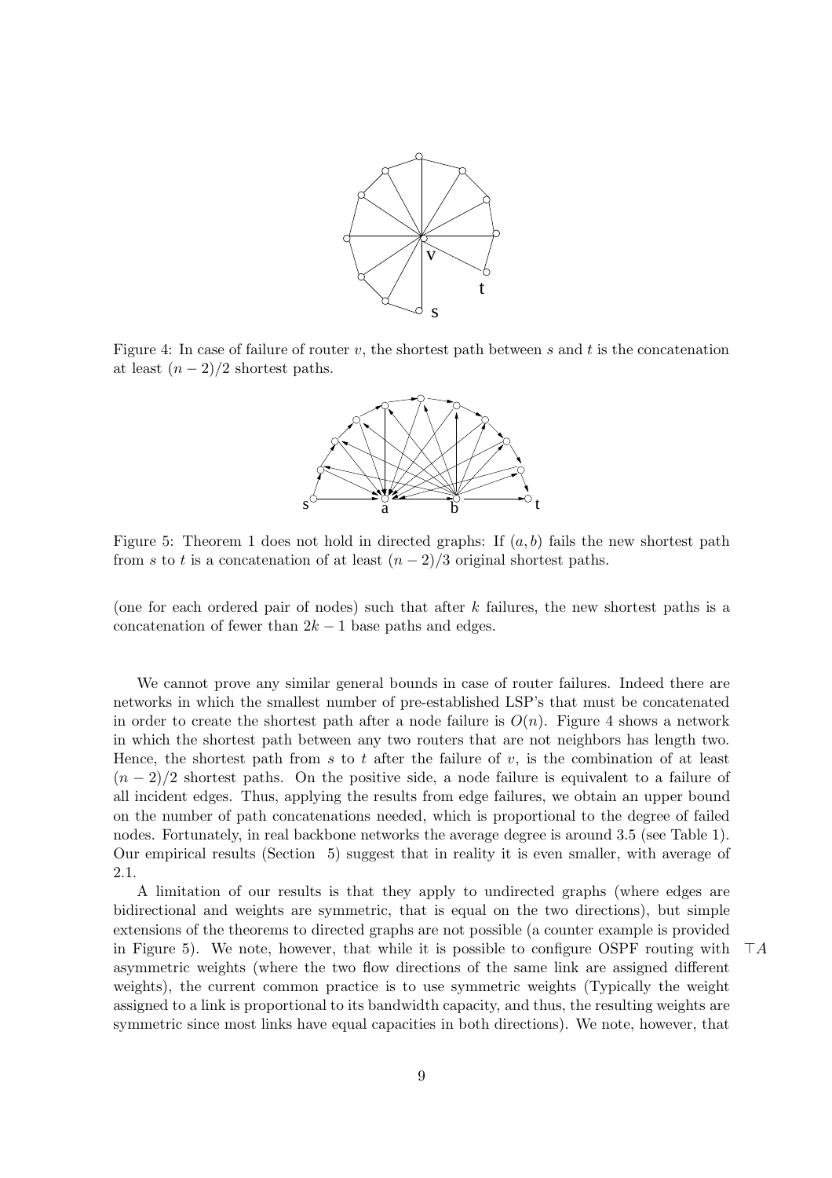Figure 4: In case of failure of router $v$, the shortest path between $s$ and $t$ is the concatenation at least $(n-2)/2$ shortest paths.

Figure 5: Theorem 1 does not hold in directed graphs: If $(a, b)$ fails the new shortest path from $s$ to $t$ is a concatenation of at least $(n-2)/3$ original shortest paths.

(one for each ordered pair of nodes) such that after $k$ failures, the new shortest paths is a concatenation of fewer than $2k-1$ base paths and edges.

We cannot prove any similar general bounds in case of router failures. Indeed there are networks in which the smallest number of pre-established LSP's that must be concatenated in order to create the shortest path after a node failure is $O(n)$. Figure 4 shows a network in which the shortest path between any two routers that are not neighbors has length two. Hence, the shortest path from $s$ to $t$ after the failure of $v$, is the combination of at least $(n-2)/2$ shortest paths. On the positive side, a node failure is equivalent to a failure of all incident edges. Thus, applying the results from edge failures, we obtain an upper bound on the number of path concatenations needed, which is proportional to the degree of failed nodes. Fortunately, in real backbone networks the average degree is around 3.5 (see Table 1). Our empirical results (Section 5) suggest that in reality it is even smaller, with average of 2.1.

A limitation of our results is that they apply to undirected graphs (where edges are bidirectional and weights are symmetric, that is equal on the two directions), but simple extensions of the theorems to directed graphs are not possible (a counter example is provided in Figure 5). We note, however, that while it is possible to configure OSPF routing with asymmetric weights (where the two flow directions of the same link are assigned different weights), the current common practice is to use symmetric weights (Typically the weight assigned to a link is proportional to its bandwidth capacity, and thus, the resulting weights are symmetric since most links have equal capacities in both directions). We note, however, that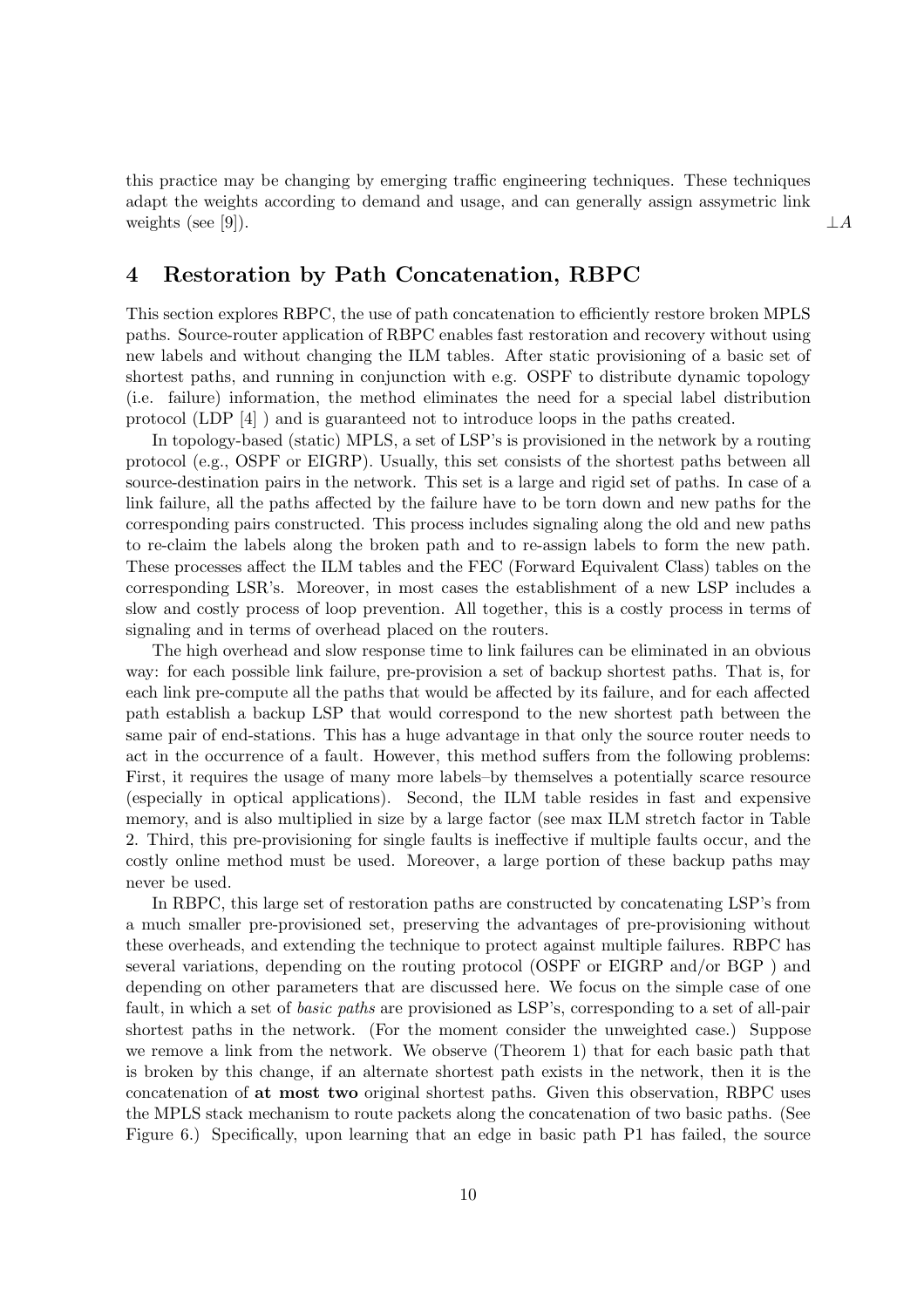this practice may be changing by emerging traffic engineering techniques. These techniques adapt the weights according to demand and usage, and can generally assign assymetric link weights (see [9]). $\perp A$

## 4 Restoration by Path Concatenation, RBPC

This section explores RBPC, the use of path concatenation to efficiently restore broken MPLS paths. Source-router application of RBPC enables fast restoration and recovery without using new labels and without changing the ILM tables. After static provisioning of a basic set of shortest paths, and running in conjunction with e.g. OSPF to distribute dynamic topology (i.e. failure) information, the method eliminates the need for a special label distribution protocol (LDP [4] ) and is guaranteed not to introduce loops in the paths created.

In topology-based (static) MPLS, a set of LSP's is provisioned in the network by a routing protocol (e.g., OSPF or EIGRP). Usually, this set consists of the shortest paths between all source-destination pairs in the network. This set is a large and rigid set of paths. In case of a link failure, all the paths affected by the failure have to be torn down and new paths for the corresponding pairs constructed. This process includes signaling along the old and new paths to re-claim the labels along the broken path and to re-assign labels to form the new path. These processes affect the ILM tables and the FEC (Forward Equivalent Class) tables on the corresponding LSR's. Moreover, in most cases the establishment of a new LSP includes a slow and costly process of loop prevention. All together, this is a costly process in terms of signaling and in terms of overhead placed on the routers.

The high overhead and slow response time to link failures can be eliminated in an obvious way: for each possible link failure, pre-provision a set of backup shortest paths. That is, for each link pre-compute all the paths that would be affected by its failure, and for each affected path establish a backup LSP that would correspond to the new shortest path between the same pair of end-stations. This has a huge advantage in that only the source router needs to act in the occurrence of a fault. However, this method suffers from the following problems: First, it requires the usage of many more labels–by themselves a potentially scarce resource (especially in optical applications). Second, the ILM table resides in fast and expensive memory, and is also multiplied in size by a large factor (see max ILM stretch factor in Table 2. Third, this pre-provisioning for single faults is ineffective if multiple faults occur, and the costly online method must be used. Moreover, a large portion of these backup paths may never be used.

In RBPC, this large set of restoration paths are constructed by concatenating LSP's from a much smaller pre-provisioned set, preserving the advantages of pre-provisioning without these overheads, and extending the technique to protect against multiple failures. RBPC has several variations, depending on the routing protocol (OSPF or EIGRP and/or BGP ) and depending on other parameters that are discussed here. We focus on the simple case of one fault, in which a set of *basic paths* are provisioned as LSP's, corresponding to a set of all-pair shortest paths in the network. (For the moment consider the unweighted case.) Suppose we remove a link from the network. We observe (Theorem 1) that for each basic path that is broken by this change, if an alternate shortest path exists in the network, then it is the concatenation of **at most two** original shortest paths. Given this observation, RBPC uses the MPLS stack mechanism to route packets along the concatenation of two basic paths. (See Figure 6.) Specifically, upon learning that an edge in basic path P1 has failed, the source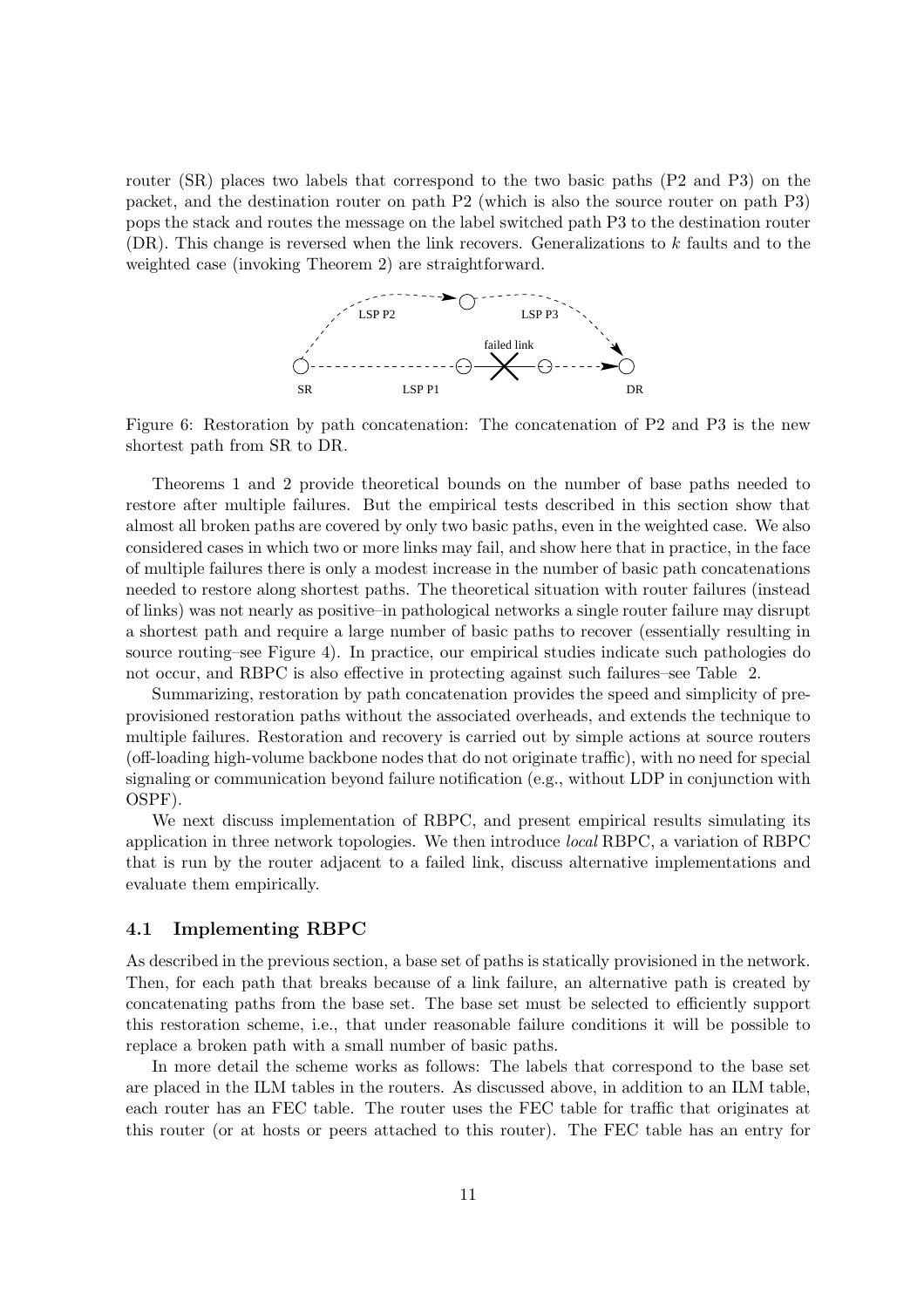router (SR) places two labels that correspond to the two basic paths (P2 and P3) on the packet, and the destination router on path P2 (which is also the source router on path P3) pops the stack and routes the message on the label switched path P3 to the destination router (DR). This change is reversed when the link recovers. Generalizations to $k$ faults and to the weighted case (invoking Theorem 2) are straightforward.

LSP P2
LSP P3
failed link
SR
LSP P1
DR

Figure 6: Restoration by path concatenation: The concatenation of P2 and P3 is the new shortest path from SR to DR.

Theorems 1 and 2 provide theoretical bounds on the number of base paths needed to restore after multiple failures. But the empirical tests described in this section show that almost all broken paths are covered by only two basic paths, even in the weighted case. We also considered cases in which two or more links may fail, and show here that in practice, in the face of multiple failures there is only a modest increase in the number of basic path concatenations needed to restore along shortest paths. The theoretical situation with router failures (instead of links) was not nearly as positive–in pathological networks a single router failure may disrupt a shortest path and require a large number of basic paths to recover (essentially resulting in source routing–see Figure 4). In practice, our empirical studies indicate such pathologies do not occur, and RBPC is also effective in protecting against such failures–see Table 2.

Summarizing, restoration by path concatenation provides the speed and simplicity of pre-provisioned restoration paths without the associated overheads, and extends the technique to multiple failures. Restoration and recovery is carried out by simple actions at source routers (off-loading high-volume backbone nodes that do not originate traffic), with no need for special signaling or communication beyond failure notification (e.g., without LDP in conjunction with OSPF).

We next discuss implementation of RBPC, and present empirical results simulating its application in three network topologies. We then introduce *local* RBPC, a variation of RBPC that is run by the router adjacent to a failed link, discuss alternative implementations and evaluate them empirically.

## 4.1 Implementing RBPC

As described in the previous section, a base set of paths is statically provisioned in the network. Then, for each path that breaks because of a link failure, an alternative path is created by concatenating paths from the base set. The base set must be selected to efficiently support this restoration scheme, i.e., that under reasonable failure conditions it will be possible to replace a broken path with a small number of basic paths.

In more detail the scheme works as follows: The labels that correspond to the base set are placed in the ILM tables in the routers. As discussed above, in addition to an ILM table, each router has an FEC table. The router uses the FEC table for traffic that originates at this router (or at hosts or peers attached to this router). The FEC table has an entry for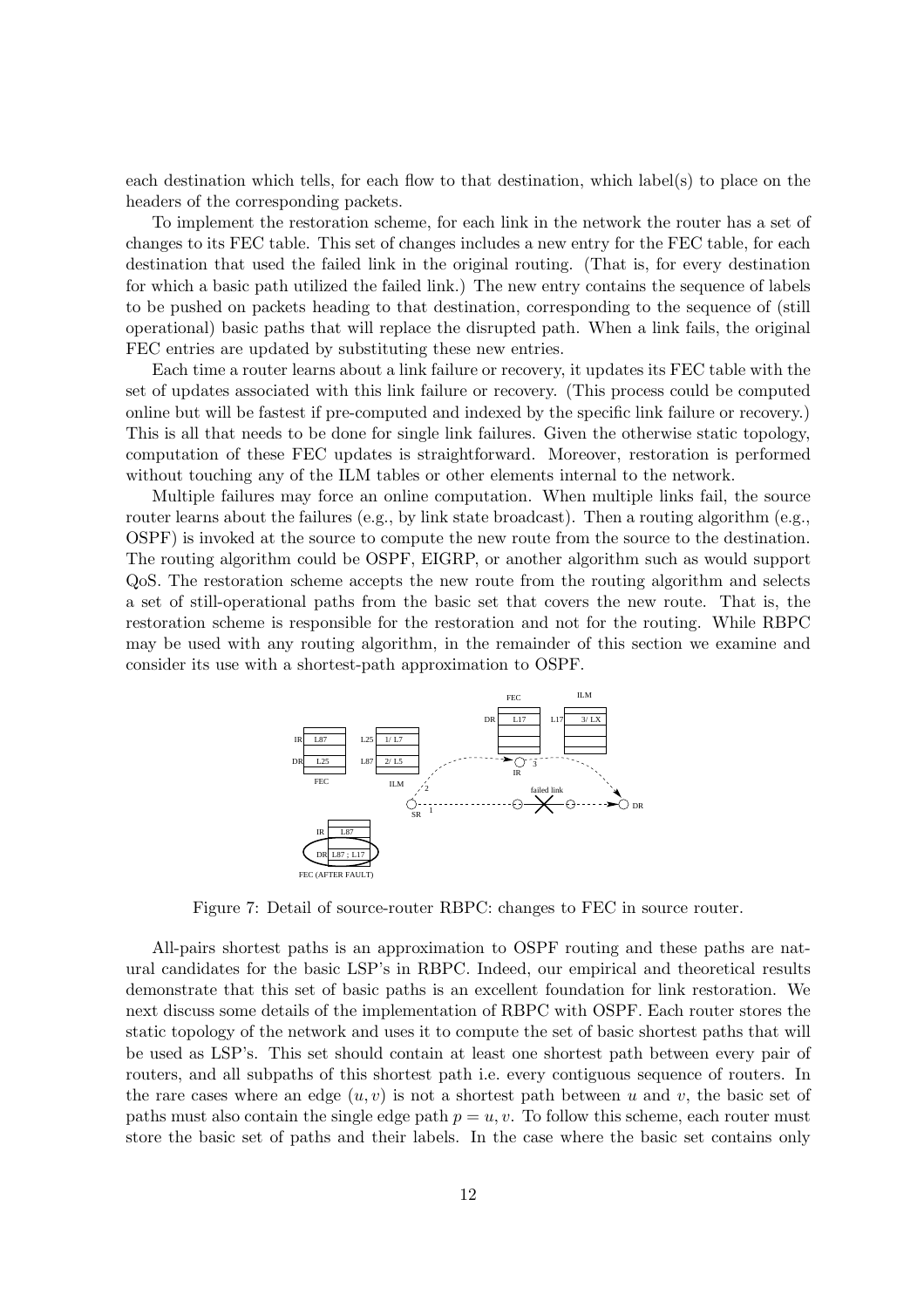each destination which tells, for each flow to that destination, which label(s) to place on the headers of the corresponding packets.

To implement the restoration scheme, for each link in the network the router has a set of changes to its FEC table. This set of changes includes a new entry for the FEC table, for each destination that used the failed link in the original routing. (That is, for every destination for which a basic path utilized the failed link.) The new entry contains the sequence of labels to be pushed on packets heading to that destination, corresponding to the sequence of (still operational) basic paths that will replace the disrupted path. When a link fails, the original FEC entries are updated by substituting these new entries.

Each time a router learns about a link failure or recovery, it updates its FEC table with the set of updates associated with this link failure or recovery. (This process could be computed online but will be fastest if pre-computed and indexed by the specific link failure or recovery.) This is all that needs to be done for single link failures. Given the otherwise static topology, computation of these FEC updates is straightforward. Moreover, restoration is performed without touching any of the ILM tables or other elements internal to the network.

Multiple failures may force an online computation. When multiple links fail, the source router learns about the failures (e.g., by link state broadcast). Then a routing algorithm (e.g., OSPF) is invoked at the source to compute the new route from the source to the destination. The routing algorithm could be OSPF, EIGRP, or another algorithm such as would support QoS. The restoration scheme accepts the new route from the routing algorithm and selects a set of still-operational paths from the basic set that covers the new route. That is, the restoration scheme is responsible for the restoration and not for the routing. While RBPC may be used with any routing algorithm, in the remainder of this section we examine and consider its use with a shortest-path approximation to OSPF.

FEC
ILM
DR L17
L17 3/ LX
IR L87
DR L25
FEC
L25 1/ L7
L87 2/ L5
ILM
IR
3
2
failed link
SR
1
DR
IR L87
DR L87 ; L17
FEC (AFTER FAULT)

Figure 7: Detail of source-router RBPC: changes to FEC in source router.

All-pairs shortest paths is an approximation to OSPF routing and these paths are natural candidates for the basic LSP's in RBPC. Indeed, our empirical and theoretical results demonstrate that this set of basic paths is an excellent foundation for link restoration. We next discuss some details of the implementation of RBPC with OSPF. Each router stores the static topology of the network and uses it to compute the set of basic shortest paths that will be used as LSP's. This set should contain at least one shortest path between every pair of routers, and all subpaths of this shortest path i.e. every contiguous sequence of routers. In the rare cases where an edge $(u, v)$ is not a shortest path between $u$ and $v$, the basic set of paths must also contain the single edge path $p = u, v$. To follow this scheme, each router must store the basic set of paths and their labels. In the case where the basic set contains only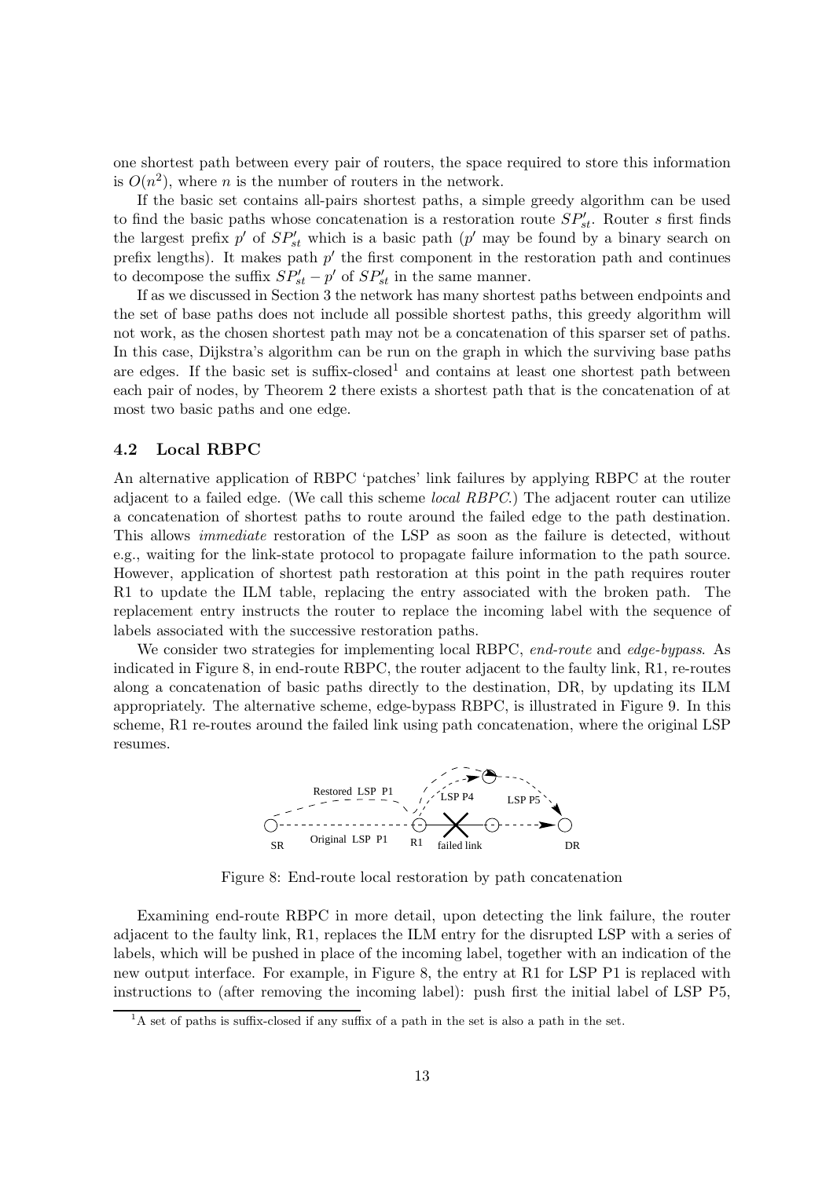one shortest path between every pair of routers, the space required to store this information is $O(n^2)$, where $n$ is the number of routers in the network.

If the basic set contains all-pairs shortest paths, a simple greedy algorithm can be used to find the basic paths whose concatenation is a restoration route $SP'_{st}$. Router $s$ first finds the largest prefix $p'$ of $SP'_{st}$ which is a basic path ($p'$ may be found by a binary search on prefix lengths). It makes path $p'$ the first component in the restoration path and continues to decompose the suffix $SP'_{st} - p'$ of $SP'_{st}$ in the same manner.

If as we discussed in Section 3 the network has many shortest paths between endpoints and the set of base paths does not include all possible shortest paths, this greedy algorithm will not work, as the chosen shortest path may not be a concatenation of this sparser set of paths. In this case, Dijkstra's algorithm can be run on the graph in which the surviving base paths are edges. If the basic set is suffix-closed[1] and contains at least one shortest path between each pair of nodes, by Theorem 2 there exists a shortest path that is the concatenation of at most two basic paths and one edge.

### 4.2 Local RBPC

An alternative application of RBPC 'patches' link failures by applying RBPC at the router adjacent to a failed edge. (We call this scheme *local RBPC*.) The adjacent router can utilize a concatenation of shortest paths to route around the failed edge to the path destination. This allows *immediate* restoration of the LSP as soon as the failure is detected, without e.g., waiting for the link-state protocol to propagate failure information to the path source. However, application of shortest path restoration at this point in the path requires router R1 to update the ILM table, replacing the entry associated with the broken path. The replacement entry instructs the router to replace the incoming label with the sequence of labels associated with the successive restoration paths.

We consider two strategies for implementing local RBPC, *end-route* and *edge-bypass*. As indicated in Figure 8, in end-route RBPC, the router adjacent to the faulty link, R1, re-routes along a concatenation of basic paths directly to the destination, DR, by updating its ILM appropriately. The alternative scheme, edge-bypass RBPC, is illustrated in Figure 9. In this scheme, R1 re-routes around the failed link using path concatenation, where the original LSP resumes.

Figure 8: End-route local restoration by path concatenation

Examining end-route RBPC in more detail, upon detecting the link failure, the router adjacent to the faulty link, R1, replaces the ILM entry for the disrupted LSP with a series of labels, which will be pushed in place of the incoming label, together with an indication of the new output interface. For example, in Figure 8, the entry at R1 for LSP P1 is replaced with instructions to (after removing the incoming label): push first the initial label of LSP P5,

[1] A set of paths is suffix-closed if any suffix of a path in the set is also a path in the set.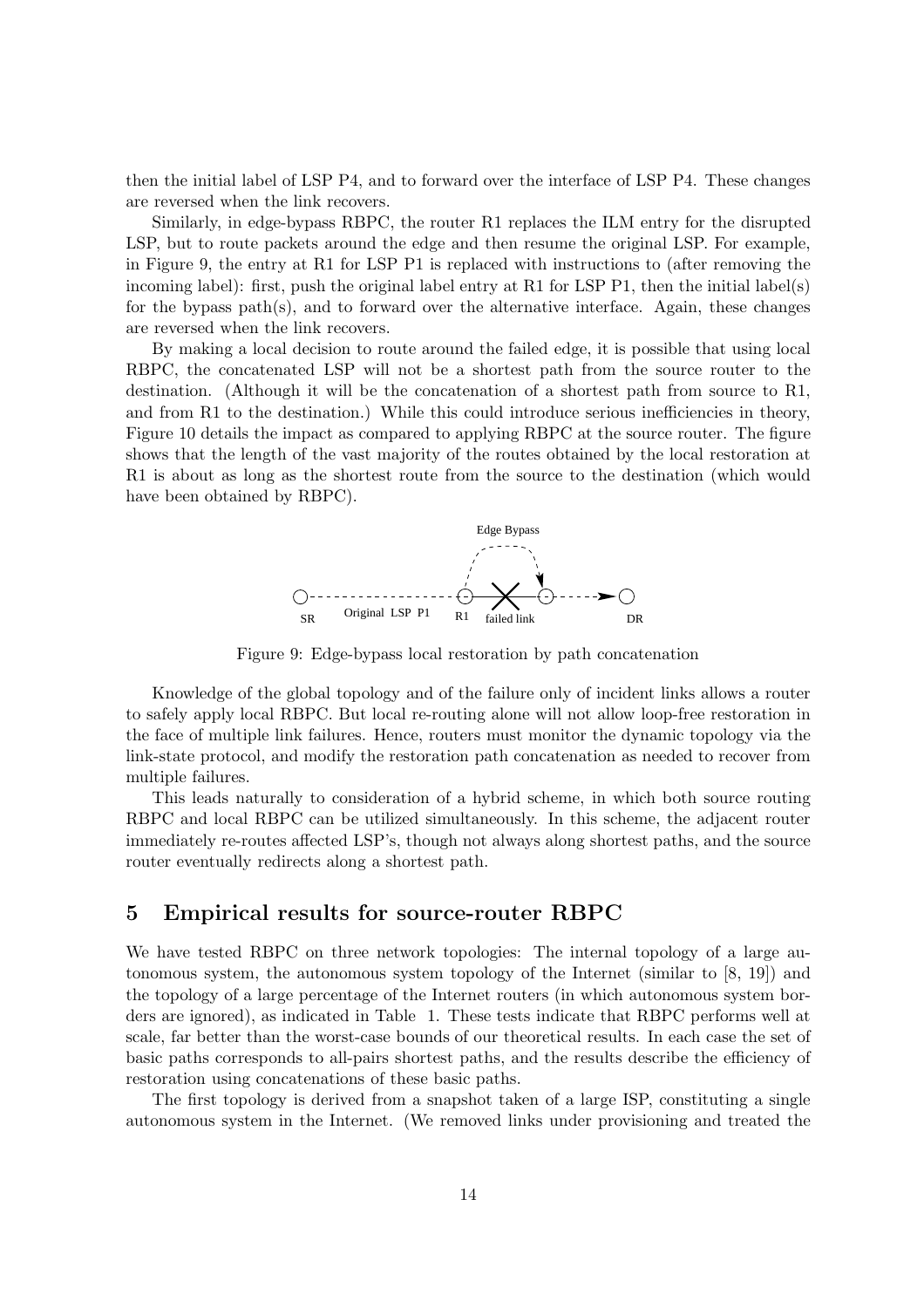then the initial label of LSP P4, and to forward over the interface of LSP P4. These changes are reversed when the link recovers.

Similarly, in edge-bypass RBPC, the router R1 replaces the ILM entry for the disrupted LSP, but to route packets around the edge and then resume the original LSP. For example, in Figure 9, the entry at R1 for LSP P1 is replaced with instructions to (after removing the incoming label): first, push the original label entry at R1 for LSP P1, then the initial label(s) for the bypass path(s), and to forward over the alternative interface. Again, these changes are reversed when the link recovers.

By making a local decision to route around the failed edge, it is possible that using local RBPC, the concatenated LSP will not be a shortest path from the source router to the destination. (Although it will be the concatenation of a shortest path from source to R1, and from R1 to the destination.) While this could introduce serious inefficiencies in theory, Figure 10 details the impact as compared to applying RBPC at the source router. The figure shows that the length of the vast majority of the routes obtained by the local restoration at R1 is about as long as the shortest route from the source to the destination (which would have been obtained by RBPC).

Figure 9: Edge-bypass local restoration by path concatenation

Knowledge of the global topology and of the failure only of incident links allows a router to safely apply local RBPC. But local re-routing alone will not allow loop-free restoration in the face of multiple link failures. Hence, routers must monitor the dynamic topology via the link-state protocol, and modify the restoration path concatenation as needed to recover from multiple failures.

This leads naturally to consideration of a hybrid scheme, in which both source routing RBPC and local RBPC can be utilized simultaneously. In this scheme, the adjacent router immediately re-routes affected LSP's, though not always along shortest paths, and the source router eventually redirects along a shortest path.

## 5 Empirical results for source-router RBPC

We have tested RBPC on three network topologies: The internal topology of a large autonomous system, the autonomous system topology of the Internet (similar to [8, 19]) and the topology of a large percentage of the Internet routers (in which autonomous system borders are ignored), as indicated in Table 1. These tests indicate that RBPC performs well at scale, far better than the worst-case bounds of our theoretical results. In each case the set of basic paths corresponds to all-pairs shortest paths, and the results describe the efficiency of restoration using concatenations of these basic paths.

The first topology is derived from a snapshot taken of a large ISP, constituting a single autonomous system in the Internet. (We removed links under provisioning and treated the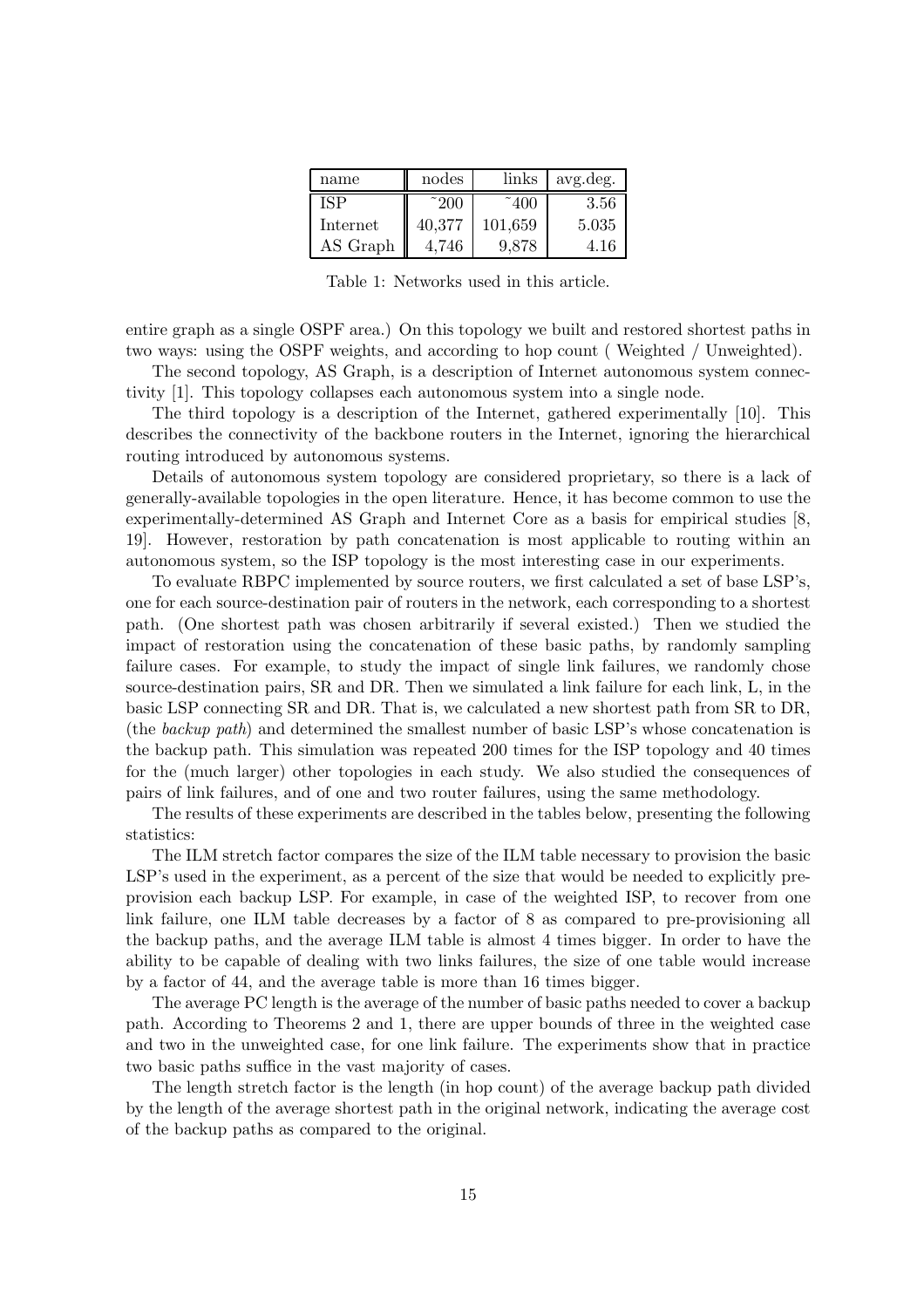| name | nodes | links | avg.deg. |
|---|---|---|---|
| ISP | ~200 | ~400 | 3.56 |
| Internet | 40,377 | 101,659 | 5.035 |
| AS Graph | 4,746 | 9,878 | 4.16 |

Table 1: Networks used in this article.

entire graph as a single OSPF area.) On this topology we built and restored shortest paths in two ways: using the OSPF weights, and according to hop count ( Weighted / Unweighted).

The second topology, AS Graph, is a description of Internet autonomous system connectivity [1]. This topology collapses each autonomous system into a single node.

The third topology is a description of the Internet, gathered experimentally [10]. This describes the connectivity of the backbone routers in the Internet, ignoring the hierarchical routing introduced by autonomous systems.

Details of autonomous system topology are considered proprietary, so there is a lack of generally-available topologies in the open literature. Hence, it has become common to use the experimentally-determined AS Graph and Internet Core as a basis for empirical studies [8, 19]. However, restoration by path concatenation is most applicable to routing within an autonomous system, so the ISP topology is the most interesting case in our experiments.

To evaluate RBPC implemented by source routers, we first calculated a set of base LSP's, one for each source-destination pair of routers in the network, each corresponding to a shortest path. (One shortest path was chosen arbitrarily if several existed.) Then we studied the impact of restoration using the concatenation of these basic paths, by randomly sampling failure cases. For example, to study the impact of single link failures, we randomly chose source-destination pairs, SR and DR. Then we simulated a link failure for each link, L, in the basic LSP connecting SR and DR. That is, we calculated a new shortest path from SR to DR, (the *backup path*) and determined the smallest number of basic LSP's whose concatenation is the backup path. This simulation was repeated 200 times for the ISP topology and 40 times for the (much larger) other topologies in each study. We also studied the consequences of pairs of link failures, and of one and two router failures, using the same methodology.

The results of these experiments are described in the tables below, presenting the following statistics:

The ILM stretch factor compares the size of the ILM table necessary to provision the basic LSP's used in the experiment, as a percent of the size that would be needed to explicitly pre-provision each backup LSP. For example, in case of the weighted ISP, to recover from one link failure, one ILM table decreases by a factor of 8 as compared to pre-provisioning all the backup paths, and the average ILM table is almost 4 times bigger. In order to have the ability to be capable of dealing with two links failures, the size of one table would increase by a factor of 44, and the average table is more than 16 times bigger.

The average PC length is the average of the number of basic paths needed to cover a backup path. According to Theorems 2 and 1, there are upper bounds of three in the weighted case and two in the unweighted case, for one link failure. The experiments show that in practice two basic paths suffice in the vast majority of cases.

The length stretch factor is the length (in hop count) of the average backup path divided by the length of the average shortest path in the original network, indicating the average cost of the backup paths as compared to the original.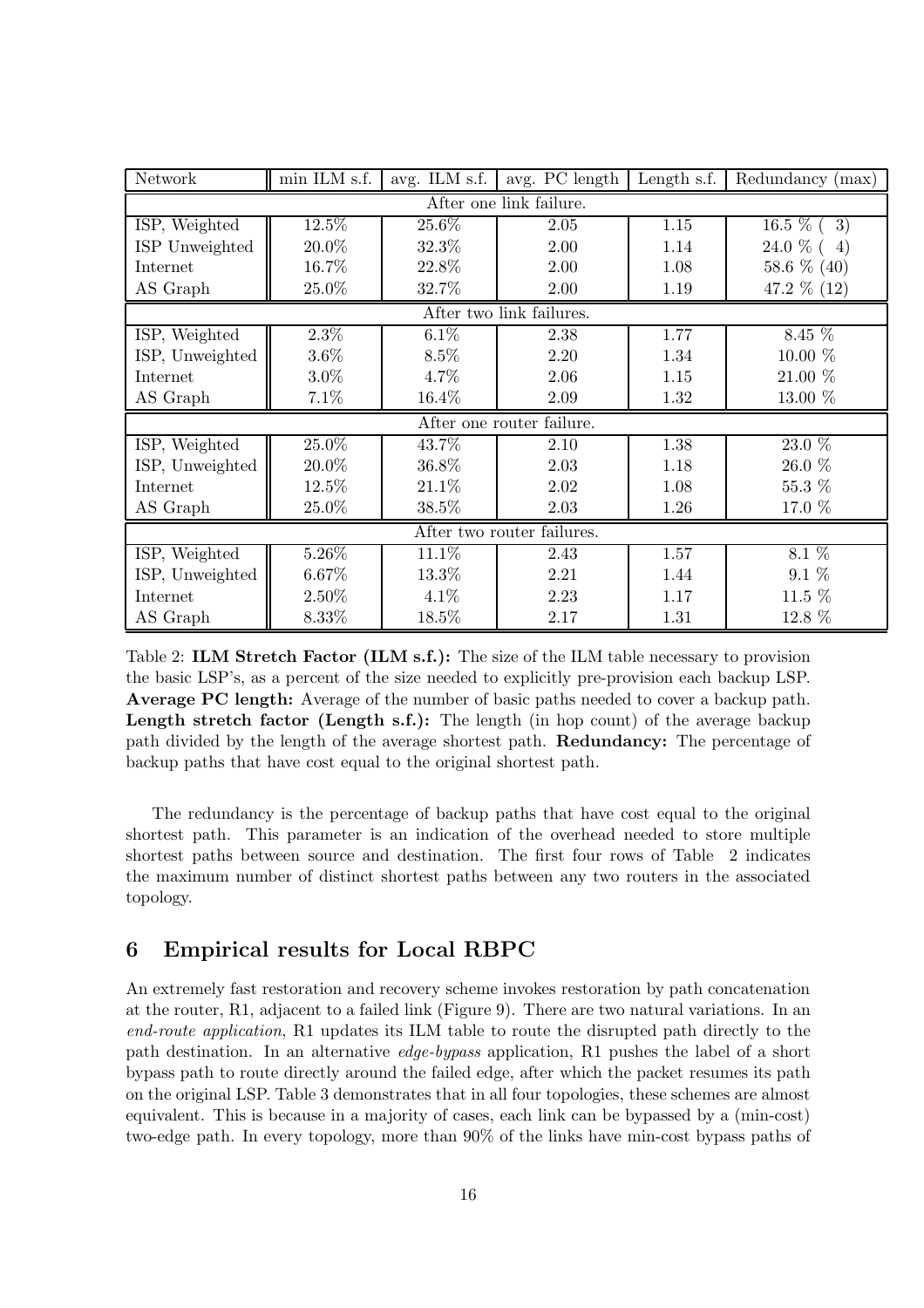| Network | min ILM s.f. | avg. ILM s.f. | avg. PC length | Length s.f. | Redundancy (max) |
|---|---|---|---|---|---|
| After one link failure. | | | | | |
| ISP, Weighted | 12.5% | 25.6% | 2.05 | 1.15 | 16.5 % ( 3) |
| ISP Unweighted | 20.0% | 32.3% | 2.00 | 1.14 | 24.0 % ( 4) |
| Internet | 16.7% | 22.8% | 2.00 | 1.08 | 58.6 % (40) |
| AS Graph | 25.0% | 32.7% | 2.00 | 1.19 | 47.2 % (12) |
| After two link failures. | | | | | |
| ISP, Weighted | 2.3% | 6.1% | 2.38 | 1.77 | 8.45 % |
| ISP, Unweighted | 3.6% | 8.5% | 2.20 | 1.34 | 10.00 % |
| Internet | 3.0% | 4.7% | 2.06 | 1.15 | 21.00 % |
| AS Graph | 7.1% | 16.4% | 2.09 | 1.32 | 13.00 % |
| After one router failure. | | | | | |
| ISP, Weighted | 25.0% | 43.7% | 2.10 | 1.38 | 23.0 % |
| ISP, Unweighted | 20.0% | 36.8% | 2.03 | 1.18 | 26.0 % |
| Internet | 12.5% | 21.1% | 2.02 | 1.08 | 55.3 % |
| AS Graph | 25.0% | 38.5% | 2.03 | 1.26 | 17.0 % |
| After two router failures. | | | | | |
| ISP, Weighted | 5.26% | 11.1% | 2.43 | 1.57 | 8.1 % |
| ISP, Unweighted | 6.67% | 13.3% | 2.21 | 1.44 | 9.1 % |
| Internet | 2.50% | 4.1% | 2.23 | 1.17 | 11.5 % |
| AS Graph | 8.33% | 18.5% | 2.17 | 1.31 | 12.8 % |

Table 2: **ILM Stretch Factor (ILM s.f.):** The size of the ILM table necessary to provision the basic LSP's, as a percent of the size needed to explicitly pre-provision each backup LSP. **Average PC length:** Average of the number of basic paths needed to cover a backup path. **Length stretch factor (Length s.f.):** The length (in hop count) of the average backup path divided by the length of the average shortest path. **Redundancy:** The percentage of backup paths that have cost equal to the original shortest path.

The redundancy is the percentage of backup paths that have cost equal to the original shortest path. This parameter is an indication of the overhead needed to store multiple shortest paths between source and destination. The first four rows of Table 2 indicates the maximum number of distinct shortest paths between any two routers in the associated topology.

## 6 Empirical results for Local RBPC

An extremely fast restoration and recovery scheme invokes restoration by path concatenation at the router, R1, adjacent to a failed link (Figure 9). There are two natural variations. In an *end-route application*, R1 updates its ILM table to route the disrupted path directly to the path destination. In an alternative *edge-bypass* application, R1 pushes the label of a short bypass path to route directly around the failed edge, after which the packet resumes its path on the original LSP. Table 3 demonstrates that in all four topologies, these schemes are almost equivalent. This is because in a majority of cases, each link can be bypassed by a (min-cost) two-edge path. In every topology, more than 90% of the links have min-cost bypass paths of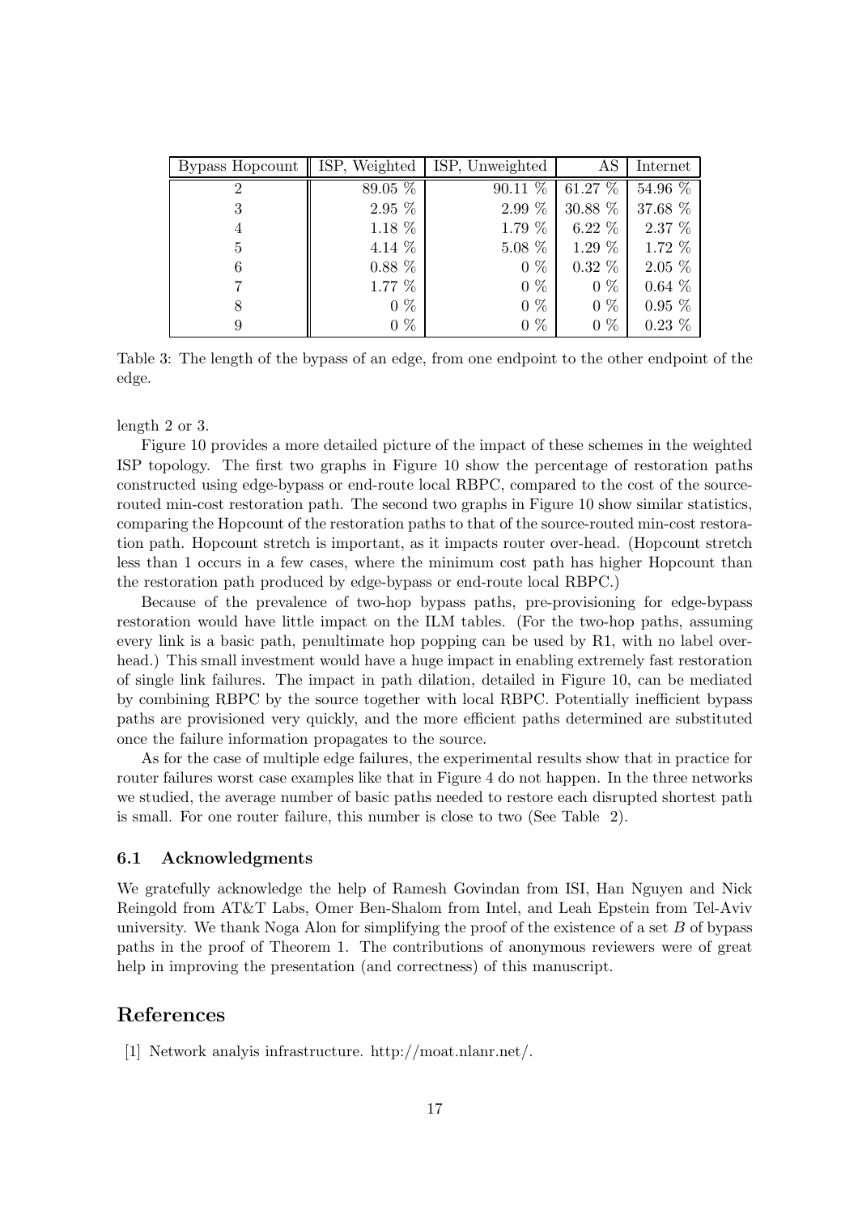| Bypass Hopcount | ISP, Weighted | ISP, Unweighted | AS | Internet |
|---|---|---|---|---|
| 2 | 89.05 % | 90.11 % | 61.27 % | 54.96 % |
| 3 | 2.95 % | 2.99 % | 30.88 % | 37.68 % |
| 4 | 1.18 % | 1.79 % | 6.22 % | 2.37 % |
| 5 | 4.14 % | 5.08 % | 1.29 % | 1.72 % |
| 6 | 0.88 % | 0 % | 0.32 % | 2.05 % |
| 7 | 1.77 % | 0 % | 0 % | 0.64 % |
| 8 | 0 % | 0 % | 0 % | 0.95 % |
| 9 | 0 % | 0 % | 0 % | 0.23 % |

Table 3: The length of the bypass of an edge, from one endpoint to the other endpoint of the edge.

length 2 or 3.

Figure 10 provides a more detailed picture of the impact of these schemes in the weighted ISP topology. The first two graphs in Figure 10 show the percentage of restoration paths constructed using edge-bypass or end-route local RBPC, compared to the cost of the source-routed min-cost restoration path. The second two graphs in Figure 10 show similar statistics, comparing the Hopcount of the restoration paths to that of the source-routed min-cost restoration path. Hopcount stretch is important, as it impacts router over-head. (Hopcount stretch less than 1 occurs in a few cases, where the minimum cost path has higher Hopcount than the restoration path produced by edge-bypass or end-route local RBPC.)

Because of the prevalence of two-hop bypass paths, pre-provisioning for edge-bypass restoration would have little impact on the ILM tables. (For the two-hop paths, assuming every link is a basic path, penultimate hop popping can be used by R1, with no label overhead.) This small investment would have a huge impact in enabling extremely fast restoration of single link failures. The impact in path dilation, detailed in Figure 10, can be mediated by combining RBPC by the source together with local RBPC. Potentially inefficient bypass paths are provisioned very quickly, and the more efficient paths determined are substituted once the failure information propagates to the source.

As for the case of multiple edge failures, the experimental results show that in practice for router failures worst case examples like that in Figure 4 do not happen. In the three networks we studied, the average number of basic paths needed to restore each disrupted shortest path is small. For one router failure, this number is close to two (See Table 2).

### 6.1 Acknowledgments

We gratefully acknowledge the help of Ramesh Govindan from ISI, Han Nguyen and Nick Reingold from AT&T Labs, Omer Ben-Shalom from Intel, and Leah Epstein from Tel-Aviv university. We thank Noga Alon for simplifying the proof of the existence of a set $B$ of bypass paths in the proof of Theorem 1. The contributions of anonymous reviewers were of great help in improving the presentation (and correctness) of this manuscript.

## References

[1] Network analyis infrastructure. http://moat.nlanr.net/.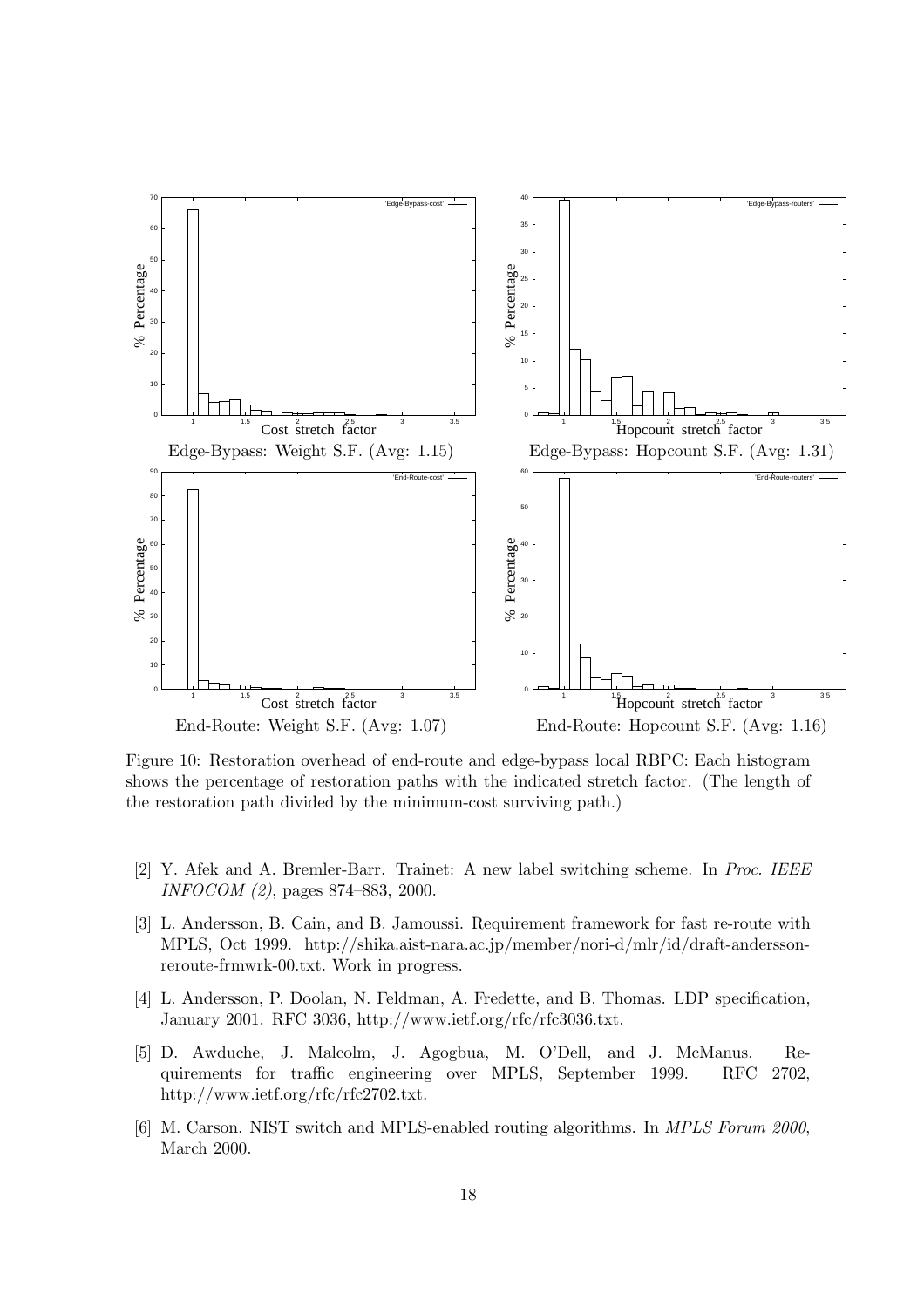Edge-Bypass: Weight S.F. (Avg: 1.15)

Edge-Bypass: Hopcount S.F. (Avg: 1.31)

End-Route: Weight S.F. (Avg: 1.07)

End-Route: Hopcount S.F. (Avg: 1.16)

Figure 10: Restoration overhead of end-route and edge-bypass local RBPC: Each histogram shows the percentage of restoration paths with the indicated stretch factor. (The length of the restoration path divided by the minimum-cost surviving path.)

[2] Y. Afek and A. Bremler-Barr. Trainet: A new label switching scheme. In *Proc. IEEE INFOCOM (2)*, pages 874–883, 2000.

[3] L. Andersson, B. Cain, and B. Jamoussi. Requirement framework for fast re-route with MPLS, Oct 1999. http://shika.aist-nara.ac.jp/member/nori-d/mlr/id/draft-andersson-reroute-frmwrk-00.txt. Work in progress.

[4] L. Andersson, P. Doolan, N. Feldman, A. Fredette, and B. Thomas. LDP specification, January 2001. RFC 3036, http://www.ietf.org/rfc/rfc3036.txt.

[5] D. Awduche, J. Malcolm, J. Agogbua, M. O'Dell, and J. McManus. Requirements for traffic engineering over MPLS, September 1999. RFC 2702, http://www.ietf.org/rfc/rfc2702.txt.

[6] M. Carson. NIST switch and MPLS-enabled routing algorithms. In *MPLS Forum 2000*, March 2000.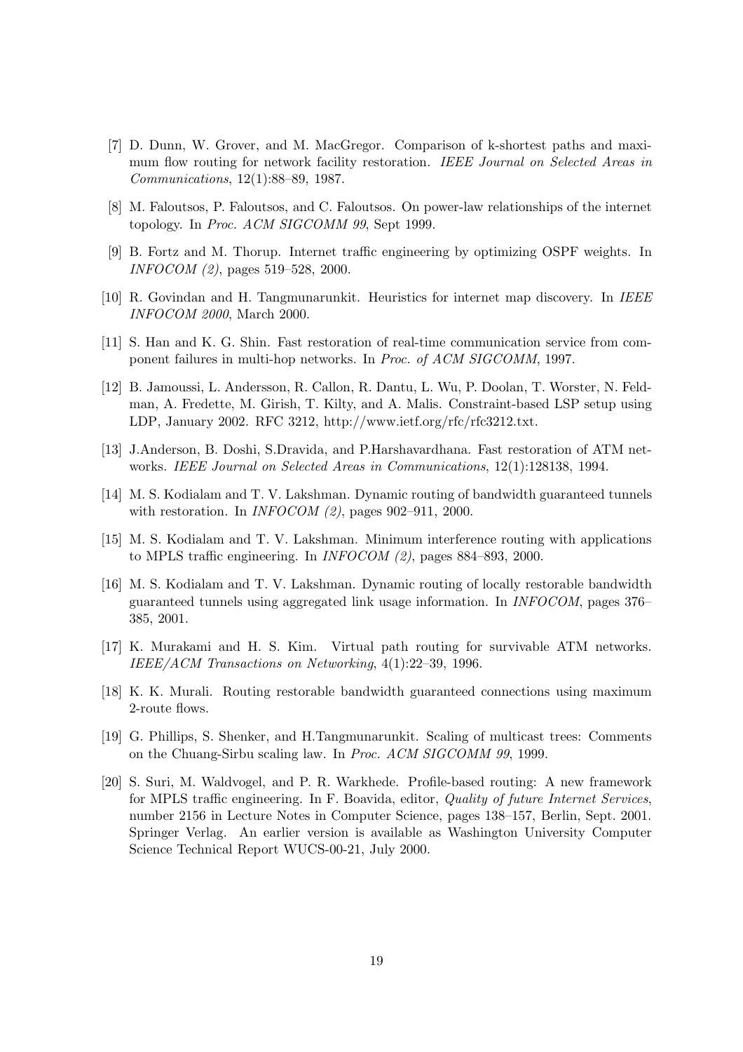[7] D. Dunn, W. Grover, and M. MacGregor. Comparison of k-shortest paths and maximum flow routing for network facility restoration. *IEEE Journal on Selected Areas in Communications*, 12(1):88–89, 1987.

[8] M. Faloutsos, P. Faloutsos, and C. Faloutsos. On power-law relationships of the internet topology. In *Proc. ACM SIGCOMM 99*, Sept 1999.

[9] B. Fortz and M. Thorup. Internet traffic engineering by optimizing OSPF weights. In *INFOCOM (2)*, pages 519–528, 2000.

[10] R. Govindan and H. Tangmunarunkit. Heuristics for internet map discovery. In *IEEE INFOCOM 2000*, March 2000.

[11] S. Han and K. G. Shin. Fast restoration of real-time communication service from component failures in multi-hop networks. In *Proc. of ACM SIGCOMM*, 1997.

[12] B. Jamoussi, L. Andersson, R. Callon, R. Dantu, L. Wu, P. Doolan, T. Worster, N. Feldman, A. Fredette, M. Girish, T. Kilty, and A. Malis. Constraint-based LSP setup using LDP, January 2002. RFC 3212, http://www.ietf.org/rfc/rfc3212.txt.

[13] J.Anderson, B. Doshi, S.Dravida, and P.Harshavardhana. Fast restoration of ATM networks. *IEEE Journal on Selected Areas in Communications*, 12(1):128138, 1994.

[14] M. S. Kodialam and T. V. Lakshman. Dynamic routing of bandwidth guaranteed tunnels with restoration. In *INFOCOM (2)*, pages 902–911, 2000.

[15] M. S. Kodialam and T. V. Lakshman. Minimum interference routing with applications to MPLS traffic engineering. In *INFOCOM (2)*, pages 884–893, 2000.

[16] M. S. Kodialam and T. V. Lakshman. Dynamic routing of locally restorable bandwidth guaranteed tunnels using aggregated link usage information. In *INFOCOM*, pages 376–385, 2001.

[17] K. Murakami and H. S. Kim. Virtual path routing for survivable ATM networks. *IEEE/ACM Transactions on Networking*, 4(1):22–39, 1996.

[18] K. K. Murali. Routing restorable bandwidth guaranteed connections using maximum 2-route flows.

[19] G. Phillips, S. Shenker, and H.Tangmunarunkit. Scaling of multicast trees: Comments on the Chuang-Sirbu scaling law. In *Proc. ACM SIGCOMM 99*, 1999.

[20] S. Suri, M. Waldvogel, and P. R. Warkhede. Profile-based routing: A new framework for MPLS traffic engineering. In F. Boavida, editor, *Quality of future Internet Services*, number 2156 in Lecture Notes in Computer Science, pages 138–157, Berlin, Sept. 2001. Springer Verlag. An earlier version is available as Washington University Computer Science Technical Report WUCS-00-21, July 2000.